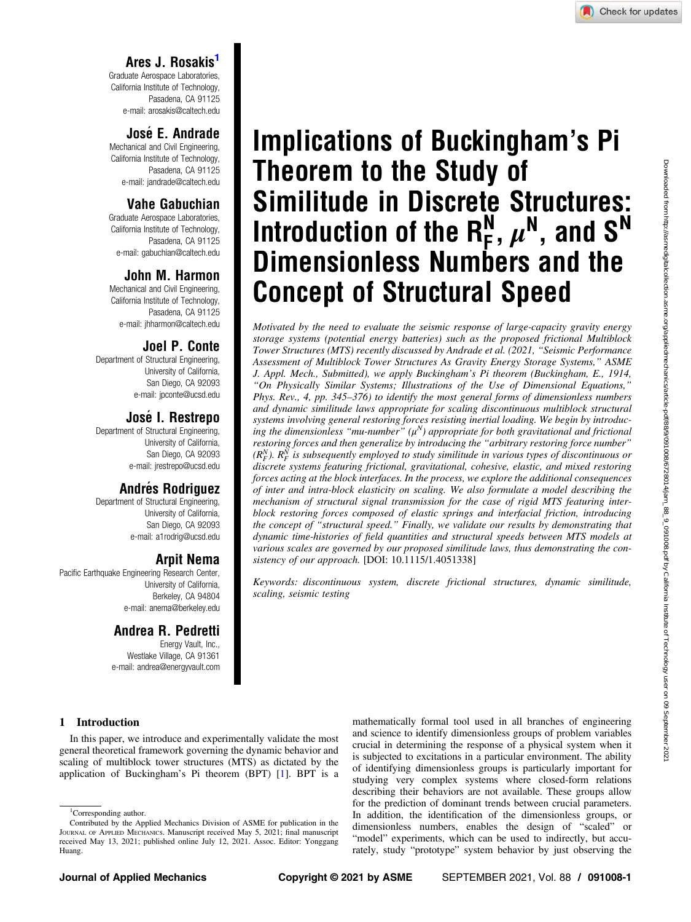# Implications of Buckingham's Pi Theorem to the Study of Similitude in Discrete Structures: Introduction of the $R_F^N$, $\mu^N$, and $S^N$ Dimensionless Numbers and the Concept of Structural Speed

**Ares J. Rosakis**[1]
Graduate Aerospace Laboratories,
California Institute of Technology,
Pasadena, CA 91125
e-mail: arosakis@caltech.edu

**José E. Andrade**
Mechanical and Civil Engineering,
California Institute of Technology,
Pasadena, CA 91125
e-mail: jandrade@caltech.edu

**Vahe Gabuchian**
Graduate Aerospace Laboratories,
California Institute of Technology,
Pasadena, CA 91125
e-mail: gabuchian@caltech.edu

**John M. Harmon**
Mechanical and Civil Engineering,
California Institute of Technology,
Pasadena, CA 91125
e-mail: jhharmon@caltech.edu

**Joel P. Conte**
Department of Structural Engineering,
University of California,
San Diego, CA 92093
e-mail: jpconte@ucsd.edu

**José I. Restrepo**
Department of Structural Engineering,
University of California,
San Diego, CA 92093
e-mail: jrestrepo@ucsd.edu

**Andrés Rodriguez**
Department of Structural Engineering,
University of California,
San Diego, CA 92093
e-mail: a1rodrig@ucsd.edu

**Arpit Nema**
Pacific Earthquake Engineering Research Center,
University of California,
Berkeley, CA 94804
e-mail: anema@berkeley.edu

**Andrea R. Pedretti**
Energy Vault, Inc.,
Westlake Village, CA 91361
e-mail: andrea@energyvault.com

*Motivated by the need to evaluate the seismic response of large-capacity gravity energy storage systems (potential energy batteries) such as the proposed frictional Multiblock Tower Structures (MTS) recently discussed by Andrade et al. (2021, "Seismic Performance Assessment of Multiblock Tower Structures As Gravity Energy Storage Systems," ASME J. Appl. Mech., Submitted), we apply Buckingham's Pi theorem (Buckingham, E., 1914, "On Physically Similar Systems; Illustrations of the Use of Dimensional Equations," Phys. Rev., 4, pp. 345–376) to identify the most general forms of dimensionless numbers and dynamic similitude laws appropriate for scaling discontinuous multiblock structural systems involving general restoring forces resisting inertial loading. We begin by introducing the dimensionless "mu-number" ($\mu^N$) appropriate for both gravitational and frictional restoring forces and then generalize by introducing the "arbitrary restoring force number" ($R_F^N$). $R_F^N$ is subsequently employed to study similitude in various types of discontinuous or discrete systems featuring frictional, gravitational, cohesive, elastic, and mixed restoring forces acting at the block interfaces. In the process, we explore the additional consequences of inter and intra-block elasticity on scaling. We also formulate a model describing the mechanism of structural signal transmission for the case of rigid MTS featuring inter-block restoring forces composed of elastic springs and interfacial friction, introducing the concept of "structural speed." Finally, we validate our results by demonstrating that dynamic time-histories of field quantities and structural speeds between MTS models at various scales are governed by our proposed similitude laws, thus demonstrating the consistency of our approach.* [DOI: 10.1115/1.4051338]

*Keywords: discontinuous system, discrete frictional structures, dynamic similitude, scaling, seismic testing*

## 1 Introduction

In this paper, we introduce and experimentally validate the most general theoretical framework governing the dynamic behavior and scaling of multiblock tower structures (MTS) as dictated by the application of Buckingham's Pi theorem (BPT) [1]. BPT is a mathematically formal tool used in all branches of engineering and science to identify dimensionless groups of problem variables crucial in determining the response of a physical system when it is subjected to excitations in a particular environment. The ability of identifying dimensionless groups is particularly important for studying very complex systems where closed-form relations describing their behaviors are not available. These groups allow for the prediction of dominant trends between crucial parameters. In addition, the identification of the dimensionless groups, or dimensionless numbers, enables the design of "scaled" or "model" experiments, which can be used to indirectly, but accurately, study "prototype" system behavior by just observing the

[1]Corresponding author.

Contributed by the Applied Mechanics Division of ASME for publication in the JOURNAL OF APPLIED MECHANICS. Manuscript received May 5, 2021; final manuscript received May 13, 2021; published online July 12, 2021. Assoc. Editor: Yonggang Huang.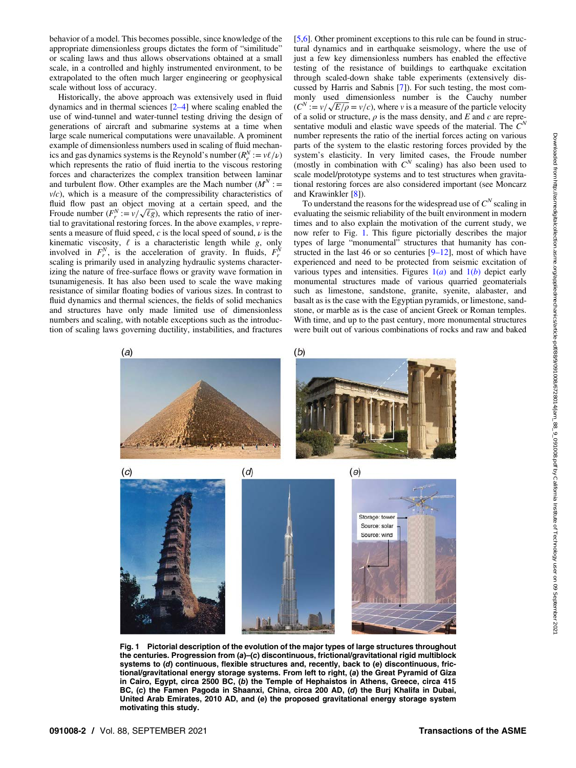behavior of a model. This becomes possible, since knowledge of the appropriate dimensionless groups dictates the form of "similitude" or scaling laws and thus allows observations obtained at a small scale, in a controlled and highly instrumented environment, to be extrapolated to the often much larger engineering or geophysical scale without loss of accuracy.

Historically, the above approach was extensively used in fluid dynamics and in thermal sciences [2–4] where scaling enabled the use of wind-tunnel and water-tunnel testing driving the design of generations of aircraft and submarine systems at a time when large scale numerical computations were unavailable. A prominent example of dimensionless numbers used in scaling of fluid mechanics and gas dynamics systems is the Reynold's number ($R_e^N := v\ell/\nu$) which represents the ratio of fluid inertia to the viscous restoring forces and characterizes the complex transition between laminar and turbulent flow. Other examples are the Mach number ($M^N := v/c$), which is a measure of the compressibility characteristics of fluid flow past an object moving at a certain speed, and the Froude number ($F_r^N := v/\sqrt{\ell g}$), which represents the ratio of inertial to gravitational restoring forces. In the above examples, $v$ represents a measure of fluid speed, $c$ is the local speed of sound, $\nu$ is the kinematic viscosity, $\ell$ is a characteristic length while $g$, only involved in $F_r^N$, is the acceleration of gravity. In fluids, $F_r^N$ scaling is primarily used in analyzing hydraulic systems characterizing the nature of free-surface flows or gravity wave formation in tsunamigenesis. It has also been used to scale the wave making resistance of similar floating bodies of various sizes. In contrast to fluid dynamics and thermal sciences, the fields of solid mechanics and structures have only made limited use of dimensionless numbers and scaling, with notable exceptions such as the introduction of scaling laws governing ductility, instabilities, and fractures [5,6]. Other prominent exceptions to this rule can be found in structural dynamics and in earthquake seismology, where the use of just a few key dimensionless numbers has enabled the effective testing of the resistance of buildings to earthquake excitation through scaled-down shake table experiments (extensively discussed by Harris and Sabnis [7]). For such testing, the most commonly used dimensionless number is the Cauchy number ($C^N := v/\sqrt{E/\rho} = v/c$), where $v$ is a measure of the particle velocity of a solid or structure, $\rho$ is the mass density, and $E$ and $c$ are representative moduli and elastic wave speeds of the material. The $C^N$ number represents the ratio of the inertial forces acting on various parts of the system to the elastic restoring forces provided by the system's elasticity. In very limited cases, the Froude number (mostly in combination with $C^N$ scaling) has also been used to scale model/prototype systems and to test structures when gravitational restoring forces are also considered important (see Moncarz and Krawinkler [8]).

To understand the reasons for the widespread use of $C^N$ scaling in evaluating the seismic reliability of the built environment in modern times and to also explain the motivation of the current study, we now refer to Fig. 1. This figure pictorially describes the major types of large "monumental" structures that humanity has constructed in the last 46 or so centuries [9–12], most of which have experienced and need to be protected from seismic excitation of various types and intensities. Figures 1(*a*) and 1(*b*) depict early monumental structures made of various quarried geomaterials such as limestone, sandstone, granite, syenite, alabaster, and basalt as is the case with the Egyptian pyramids, or limestone, sandstone, or marble as is the case of ancient Greek or Roman temples. With time, and up to the past century, more monumental structures were built out of various combinations of rocks and raw and baked

**Fig. 1 Pictorial description of the evolution of the major types of large structures throughout the centuries. Progression from (*a*)–(*c*) discontinuous, frictional/gravitational rigid multiblock systems to (*d*) continuous, flexible structures and, recently, back to (*e*) discontinuous, frictional/gravitational energy storage systems. From left to right, (*a*) the Great Pyramid of Giza in Cairo, Egypt, circa 2500 BC, (*b*) the Temple of Hephaistos in Athens, Greece, circa 415 BC, (*c*) the Famen Pagoda in Shaanxi, China, circa 200 AD, (*d*) the Burj Khalifa in Dubai, United Arab Emirates, 2010 AD, and (*e*) the proposed gravitational energy storage system motivating this study.**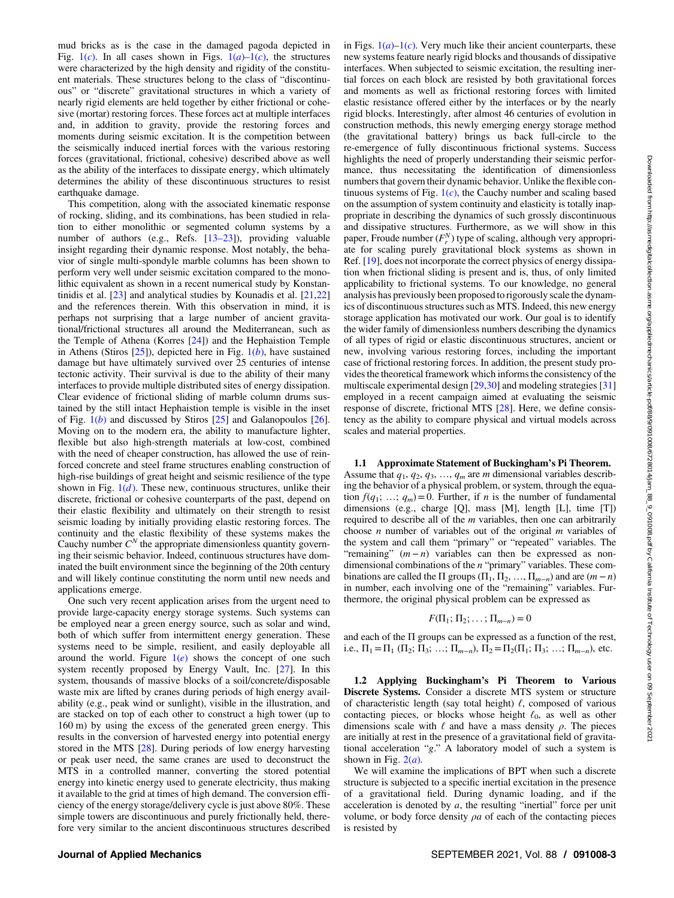mud bricks as is the case in the damaged pagoda depicted in Fig. 1(c). In all cases shown in Figs. 1(a)–1(c), the structures were characterized by the high density and rigidity of the constituent materials. These structures belong to the class of "discontinuous" or "discrete" gravitational structures in which a variety of nearly rigid elements are held together by either frictional or cohesive (mortar) restoring forces. These forces act at multiple interfaces and, in addition to gravity, provide the restoring forces and moments during seismic excitation. It is the competition between the seismically induced inertial forces with the various restoring forces (gravitational, frictional, cohesive) described above as well as the ability of the interfaces to dissipate energy, which ultimately determines the ability of these discontinuous structures to resist earthquake damage.

This competition, along with the associated kinematic response of rocking, sliding, and its combinations, has been studied in relation to either monolithic or segmented column systems by a number of authors (e.g., Refs. [13–23]), providing valuable insight regarding their dynamic response. Most notably, the behavior of single multi-spondyle marble columns has been shown to perform very well under seismic excitation compared to the monolithic equivalent as shown in a recent numerical study by Konstantinidis et al. [23] and analytical studies by Kounadis et al. [21,22] and the references therein. With this observation in mind, it is perhaps not surprising that a large number of ancient gravitational/frictional structures all around the Mediterranean, such as the Temple of Athena (Korres [24]) and the Hephaistion Temple in Athens (Stiros [25]), depicted here in Fig. 1(b), have sustained damage but have ultimately survived over 25 centuries of intense tectonic activity. Their survival is due to the ability of their many interfaces to provide multiple distributed sites of energy dissipation. Clear evidence of frictional sliding of marble column drums sustained by the still intact Hephaistion temple is visible in the inset of Fig. 1(b) and discussed by Stiros [25] and Galanopoulos [26]. Moving on to the modern era, the ability to manufacture lighter, flexible but also high-strength materials at low-cost, combined with the need of cheaper construction, has allowed the use of reinforced concrete and steel frame structures enabling construction of high-rise buildings of great height and seismic resilience of the type shown in Fig. 1(d). These new, continuous structures, unlike their discrete, frictional or cohesive counterparts of the past, depend on their elastic flexibility and ultimately on their strength to resist seismic loading by initially providing elastic restoring forces. The continuity and the elastic flexibility of these systems makes the Cauchy number $C^N$ the appropriate dimensionless quantity governing their seismic behavior. Indeed, continuous structures have dominated the built environment since the beginning of the 20th century and will likely continue constituting the norm until new needs and applications emerge.

One such very recent application arises from the urgent need to provide large-capacity energy storage systems. Such systems can be employed near a green energy source, such as solar and wind, both of which suffer from intermittent energy generation. These systems need to be simple, resilient, and easily deployable all around the world. Figure 1(e) shows the concept of one such system recently proposed by Energy Vault, Inc. [27]. In this system, thousands of massive blocks of a soil/concrete/disposable waste mix are lifted by cranes during periods of high energy availability (e.g., peak wind or sunlight), visible in the illustration, and are stacked on top of each other to construct a high tower (up to 160 m) by using the excess of the generated green energy. This results in the conversion of harvested energy into potential energy stored in the MTS [28]. During periods of low energy harvesting or peak user need, the same cranes are used to deconstruct the MTS in a controlled manner, converting the stored potential energy into kinetic energy used to generate electricity, thus making it available to the grid at times of high demand. The conversion efficiency of the energy storage/delivery cycle is just above 80%. These simple towers are discontinuous and purely frictionally held, therefore very similar to the ancient discontinuous structures described in Figs. 1(a)–1(c). Very much like their ancient counterparts, these new systems feature nearly rigid blocks and thousands of dissipative interfaces. When subjected to seismic excitation, the resulting inertial forces on each block are resisted by both gravitational forces and moments as well as frictional restoring forces with limited elastic resistance offered either by the interfaces or by the nearly rigid blocks. Interestingly, after almost 46 centuries of evolution in construction methods, this newly emerging energy storage method (the gravitational battery) brings us back full-circle to the re-emergence of fully discontinuous frictional systems. Success highlights the need of properly understanding their seismic performance, thus necessitating the identification of dimensionless numbers that govern their dynamic behavior. Unlike the flexible continuous systems of Fig. 1(c), the Cauchy number and scaling based on the assumption of system continuity and elasticity is totally inappropriate in describing the dynamics of such grossly discontinuous and dissipative structures. Furthermore, as we will show in this paper, Froude number ($F_r^N$) type of scaling, although very appropriate for scaling purely gravitational block systems as shown in Ref. [19], does not incorporate the correct physics of energy dissipation when frictional sliding is present and is, thus, of only limited applicability to frictional systems. To our knowledge, no general analysis has previously been proposed to rigorously scale the dynamics of discontinuous structures such as MTS. Indeed, this new energy storage application has motivated our work. Our goal is to identify the wider family of dimensionless numbers describing the dynamics of all types of rigid or elastic discontinuous structures, ancient or new, involving various restoring forces, including the important case of frictional restoring forces. In addition, the present study provides the theoretical framework which informs the consistency of the multiscale experimental design [29,30] and modeling strategies [31] employed in a recent campaign aimed at evaluating the seismic response of discrete, frictional MTS [28]. Here, we define consistency as the ability to compare physical and virtual models across scales and material properties.

### 1.1 Approximate Statement of Buckingham's Pi Theorem.

Assume that $q_1$, $q_2$, $q_3$, …, $q_m$ are $m$ dimensional variables describing the behavior of a physical problem, or system, through the equation $f(q_1; \ldots; q_m) = 0$. Further, if $n$ is the number of fundamental dimensions (e.g., charge [Q], mass [M], length [L], time [T]) required to describe all of the $m$ variables, then one can arbitrarily choose $n$ number of variables out of the original $m$ variables of the system and call them "primary" or "repeated" variables. The "remaining" $(m-n)$ variables can then be expressed as nondimensional combinations of the $n$ "primary" variables. These combinations are called the Π groups ($\Pi_1, \Pi_2, \ldots, \Pi_{m-n}$) and are $(m-n)$ in number, each involving one of the "remaining" variables. Furthermore, the original physical problem can be expressed as

$$F(\Pi_1; \Pi_2; \ldots; \Pi_{m-n}) = 0$$

and each of the Π groups can be expressed as a function of the rest, i.e., $\Pi_1 = \Pi_1\ (\Pi_2; \Pi_3; \ldots; \Pi_{m-n})$, $\Pi_2 = \Pi_2(\Pi_1; \Pi_3; \ldots; \Pi_{m-n})$, etc.

### 1.2 Applying Buckingham's Pi Theorem to Various Discrete Systems.

Consider a discrete MTS system or structure of characteristic length (say total height) $\ell$, composed of various contacting pieces, or blocks whose height $\ell_0$, as well as other dimensions scale with $\ell$ and have a mass density $\rho$. The pieces are initially at rest in the presence of a gravitational field of gravitational acceleration "$g$." A laboratory model of such a system is shown in Fig. 2(a).

We will examine the implications of BPT when such a discrete structure is subjected to a specific inertial excitation in the presence of a gravitational field. During dynamic loading, and if the acceleration is denoted by $a$, the resulting "inertial" force per unit volume, or body force density $\rho a$ of each of the contacting pieces is resisted by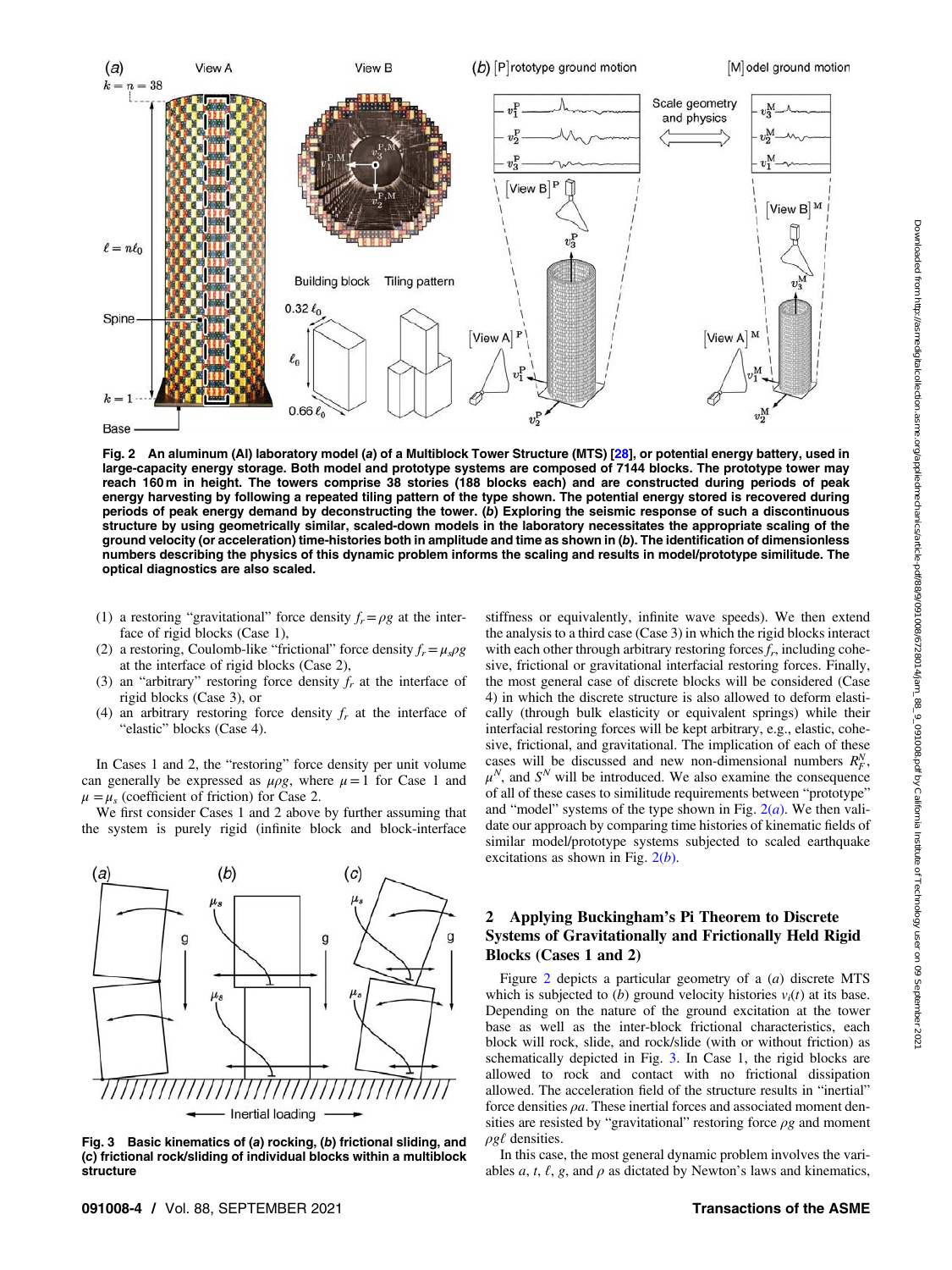**Fig. 2 An aluminum (Al) laboratory model (*a*) of a Multiblock Tower Structure (MTS) [28], or potential energy battery, used in large-capacity energy storage. Both model and prototype systems are composed of 7144 blocks. The prototype tower may reach 160 m in height. The towers comprise 38 stories (188 blocks each) and are constructed during periods of peak energy harvesting by following a repeated tiling pattern of the type shown. The potential energy stored is recovered during periods of peak energy demand by deconstructing the tower. (*b*) Exploring the seismic response of such a discontinuous structure by using geometrically similar, scaled-down models in the laboratory necessitates the appropriate scaling of the ground velocity (or acceleration) time-histories both in amplitude and time as shown in (*b*). The identification of dimensionless numbers describing the physics of this dynamic problem informs the scaling and results in model/prototype similitude. The optical diagnostics are also scaled.**

(1) a restoring "gravitational" force density $f_r = \rho g$ at the interface of rigid blocks (Case 1),
(2) a restoring, Coulomb-like "frictional" force density $f_r = \mu_s \rho g$ at the interface of rigid blocks (Case 2),
(3) an "arbitrary" restoring force density $f_r$ at the interface of rigid blocks (Case 3), or
(4) an arbitrary restoring force density $f_r$ at the interface of "elastic" blocks (Case 4).

In Cases 1 and 2, the "restoring" force density per unit volume can generally be expressed as $\mu \rho g$, where $\mu = 1$ for Case 1 and $\mu = \mu_s$ (coefficient of friction) for Case 2.

We first consider Cases 1 and 2 above by further assuming that the system is purely rigid (infinite block and block-interface stiffness or equivalently, infinite wave speeds). We then extend the analysis to a third case (Case 3) in which the rigid blocks interact with each other through arbitrary restoring forces $f_r$, including cohesive, frictional or gravitational interfacial restoring forces. Finally, the most general case of discrete blocks will be considered (Case 4) in which the discrete structure is also allowed to deform elastically (through bulk elasticity or equivalent springs) while their interfacial restoring forces will be kept arbitrary, e.g., elastic, cohesive, frictional, and gravitational. The implication of each of these cases will be discussed and new non-dimensional numbers $R_F^N$, $\mu^N$, and $S^N$ will be introduced. We also examine the consequence of all of these cases to similitude requirements between "prototype" and "model" systems of the type shown in Fig. 2(*a*). We then validate our approach by comparing time histories of kinematic fields of similar model/prototype systems subjected to scaled earthquake excitations as shown in Fig. 2(*b*).

**Fig. 3 Basic kinematics of (*a*) rocking, (*b*) frictional sliding, and (*c*) frictional rock/sliding of individual blocks within a multiblock structure**

## 2 Applying Buckingham's Pi Theorem to Discrete Systems of Gravitationally and Frictionally Held Rigid Blocks (Cases 1 and 2)

Figure 2 depicts a particular geometry of a (*a*) discrete MTS which is subjected to (*b*) ground velocity histories $v_i(t)$ at its base. Depending on the nature of the ground excitation at the tower base as well as the inter-block frictional characteristics, each block will rock, slide, and rock/slide (with or without friction) as schematically depicted in Fig. 3. In Case 1, the rigid blocks are allowed to rock and contact with no frictional dissipation allowed. The acceleration field of the structure results in "inertial" force densities $\rho a$. These inertial forces and associated moment densities are resisted by "gravitational" restoring force $\rho g$ and moment $\rho g \ell$ densities.

In this case, the most general dynamic problem involves the variables $a$, $t$, $\ell$, $g$, and $\rho$ as dictated by Newton's laws and kinematics,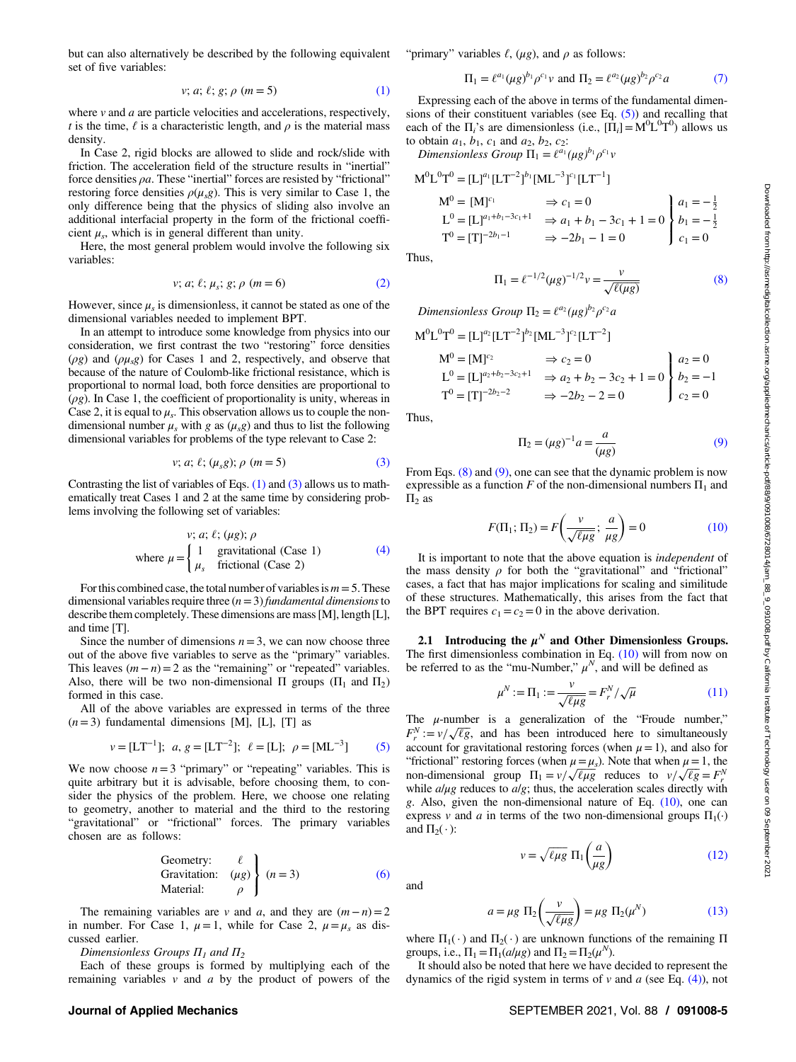but can also alternatively be described by the following equivalent set of five variables:

$$v;\ a;\ \ell;\ g;\ \rho\ \ (m=5) \tag{1}$$

where $v$ and $a$ are particle velocities and accelerations, respectively, $t$ is the time, $\ell$ is a characteristic length, and $\rho$ is the material mass density.

In Case 2, rigid blocks are allowed to slide and rock/slide with friction. The acceleration field of the structure results in "inertial" force densities $\rho a$. These "inertial" forces are resisted by "frictional" restoring force densities $\rho(\mu_s g)$. This is very similar to Case 1, the only difference being that the physics of sliding also involve an additional interfacial property in the form of the frictional coefficient $\mu_s$, which is in general different than unity.

Here, the most general problem would involve the following six variables:

$$v;\ a;\ \ell;\ \mu_s;\ g;\ \rho\ \ (m=6) \tag{2}$$

However, since $\mu_s$ is dimensionless, it cannot be stated as one of the dimensional variables needed to implement BPT.

In an attempt to introduce some knowledge from physics into our consideration, we first contrast the two "restoring" force densities ($\rho g$) and ($\rho\mu_s g$) for Cases 1 and 2, respectively, and observe that because of the nature of Coulomb-like frictional resistance, which is proportional to normal load, both force densities are proportional to ($\rho g$). In Case 1, the coefficient of proportionality is unity, whereas in Case 2, it is equal to $\mu_s$. This observation allows us to couple the non-dimensional number $\mu_s$ with $g$ as ($\mu_s g$) and thus to list the following dimensional variables for problems of the type relevant to Case 2:

$$v;\ a;\ \ell;\ (\mu_s g);\ \rho\ \ (m=5) \tag{3}$$

Contrasting the list of variables of Eqs. (1) and (3) allows us to mathematically treat Cases 1 and 2 at the same time by considering problems involving the following set of variables:

$$v;\ a;\ \ell;\ (\mu g);\ \rho \qquad \text{where } \mu=\begin{cases}1 & \text{gravitational (Case 1)}\\ \mu_s & \text{frictional (Case 2)}\end{cases} \tag{4}$$

For this combined case, the total number of variables is $m=5$. These dimensional variables require three ($n=3$) *fundamental dimensions* to describe them completely. These dimensions are mass [M], length [L], and time [T].

Since the number of dimensions $n=3$, we can now choose three out of the above five variables to serve as the "primary" variables. This leaves $(m-n)=2$ as the "remaining" or "repeated" variables. Also, there will be two non-dimensional $\Pi$ groups ($\Pi_1$ and $\Pi_2$) formed in this case.

All of the above variables are expressed in terms of the three ($n=3$) fundamental dimensions [M], [L], [T] as

$$v=[\mathrm{LT}^{-1}];\ \ a,\ g=[\mathrm{LT}^{-2}];\ \ \ell=[\mathrm{L}];\ \ \rho=[\mathrm{ML}^{-3}] \tag{5}$$

We now choose $n=3$ "primary" or "repeating" variables. This is quite arbitrary but it is advisable, before choosing them, to consider the physics of the problem. Here, we choose one relating to geometry, another to material and the third to the restoring "gravitational" or "frictional" forces. The primary variables chosen are as follows:

$$\left.\begin{array}{ll}\text{Geometry:} & \ell\\ \text{Gravitation:} & (\mu g)\\ \text{Material:} & \rho\end{array}\right\}\ (n=3) \tag{6}$$

The remaining variables are $v$ and $a$, and they are $(m-n)=2$ in number. For Case 1, $\mu=1$, while for Case 2, $\mu=\mu_s$ as discussed earlier.

*Dimensionless Groups $\Pi_1$ and $\Pi_2$*

Each of these groups is formed by multiplying each of the remaining variables $v$ and $a$ by the product of powers of the "primary" variables $\ell$, $(\mu g)$, and $\rho$ as follows:

$$\Pi_1=\ell^{a_1}(\mu g)^{b_1}\rho^{c_1}v \ \text{ and } \ \Pi_2=\ell^{a_2}(\mu g)^{b_2}\rho^{c_2}a \tag{7}$$

Expressing each of the above in terms of the fundamental dimensions of their constituent variables (see Eq. (5)) and recalling that each of the $\Pi_i$'s are dimensionless (i.e., $[\Pi_i]=\mathrm{M}^0\mathrm{L}^0\mathrm{T}^0$) allows us to obtain $a_1$, $b_1$, $c_1$ and $a_2$, $b_2$, $c_2$:

*Dimensionless Group $\Pi_1=\ell^{a_1}(\mu g)^{b_1}\rho^{c_1}v$*

$$\mathrm{M}^0\mathrm{L}^0\mathrm{T}^0=[\mathrm{L}]^{a_1}[\mathrm{LT}^{-2}]^{b_1}[\mathrm{ML}^{-3}]^{c_1}[\mathrm{LT}^{-1}]$$

$$\left.\begin{array}{lll}\mathrm{M}^0=[\mathrm{M}]^{c_1} & \Rightarrow c_1=0\\ \mathrm{L}^0=[\mathrm{L}]^{a_1+b_1-3c_1+1} & \Rightarrow a_1+b_1-3c_1+1=0\\ \mathrm{T}^0=[\mathrm{T}]^{-2b_1-1} & \Rightarrow -2b_1-1=0\end{array}\right\}\ \begin{array}{l}a_1=-\frac{1}{2}\\ b_1=-\frac{1}{2}\\ c_1=0\end{array}$$

Thus,

$$\Pi_1=\ell^{-1/2}(\mu g)^{-1/2}v=\frac{v}{\sqrt{\ell(\mu g)}} \tag{8}$$

*Dimensionless Group $\Pi_2=\ell^{a_2}(\mu g)^{b_2}\rho^{c_2}a$*

$$\mathrm{M}^0\mathrm{L}^0\mathrm{T}^0=[\mathrm{L}]^{a_2}[\mathrm{LT}^{-2}]^{b_2}[\mathrm{ML}^{-3}]^{c_2}[\mathrm{LT}^{-2}]$$

$$\left.\begin{array}{lll}\mathrm{M}^0=[\mathrm{M}]^{c_2} & \Rightarrow c_2=0\\ \mathrm{L}^0=[\mathrm{L}]^{a_2+b_2-3c_2+1} & \Rightarrow a_2+b_2-3c_2+1=0\\ \mathrm{T}^0=[\mathrm{T}]^{-2b_2-2} & \Rightarrow -2b_2-2=0\end{array}\right\}\ \begin{array}{l}a_2=0\\ b_2=-1\\ c_2=0\end{array}$$

Thus,

$$\Pi_2=(\mu g)^{-1}a=\frac{a}{(\mu g)} \tag{9}$$

From Eqs. (8) and (9), one can see that the dynamic problem is now expressible as a function $F$ of the non-dimensional numbers $\Pi_1$ and $\Pi_2$ as

$$F(\Pi_1;\Pi_2)=F\left(\frac{v}{\sqrt{\ell\mu g}};\ \frac{a}{\mu g}\right)=0 \tag{10}$$

It is important to note that the above equation is *independent* of the mass density $\rho$ for both the "gravitational" and "frictional" cases, a fact that has major implications for scaling and similitude of these structures. Mathematically, this arises from the fact that the BPT requires $c_1=c_2=0$ in the above derivation.

### 2.1 Introducing the $\mu^N$ and Other Dimensionless Groups.

The first dimensionless combination in Eq. (10) will from now on be referred to as the "mu-Number," $\mu^N$, and will be defined as

$$\mu^N:=\Pi_1:=\frac{v}{\sqrt{\ell\mu g}}=F_r^N/\sqrt{\mu} \tag{11}$$

The $\mu$-number is a generalization of the "Froude number," $F_r^N:=v/\sqrt{\ell g}$, and has been introduced here to simultaneously account for gravitational restoring forces (when $\mu=1$), and also for "frictional" restoring forces (when $\mu=\mu_s$). Note that when $\mu=1$, the non-dimensional group $\Pi_1=v/\sqrt{\ell\mu g}$ reduces to $v/\sqrt{\ell g}=F_r^N$ while $a/\mu g$ reduces to $a/g$; thus, the acceleration scales directly with $g$. Also, given the non-dimensional nature of Eq. (10), one can express $v$ and $a$ in terms of the two non-dimensional groups $\Pi_1(\cdot)$ and $\Pi_2(\cdot)$:

$$v=\sqrt{\ell\mu g}\ \Pi_1\left(\frac{a}{\mu g}\right) \tag{12}$$

and

$$a=\mu g\ \Pi_2\left(\frac{v}{\sqrt{\ell\mu g}}\right)=\mu g\ \Pi_2(\mu^N) \tag{13}$$

where $\Pi_1(\cdot)$ and $\Pi_2(\cdot)$ are unknown functions of the remaining $\Pi$ groups, i.e., $\Pi_1=\Pi_1(a/\mu g)$ and $\Pi_2=\Pi_2(\mu^N)$.

It should also be noted that here we have decided to represent the dynamics of the rigid system in terms of $v$ and $a$ (see Eq. (4)), not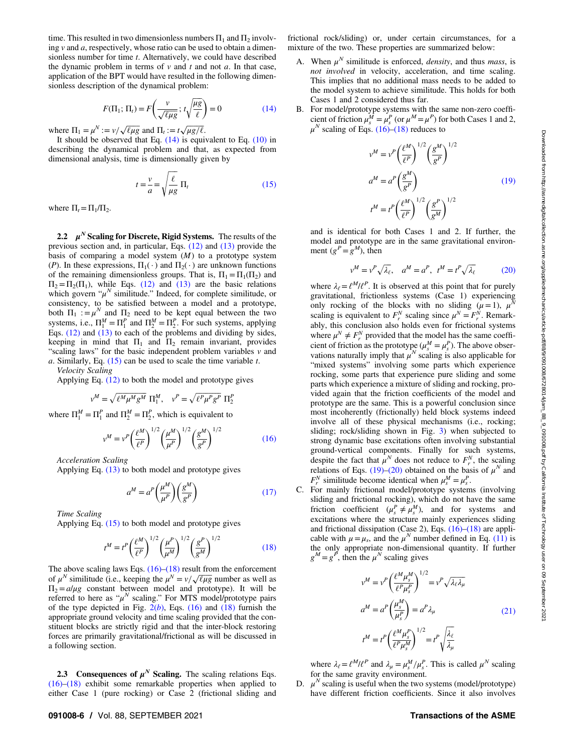time. This resulted in two dimensionless numbers $\Pi_1$ and $\Pi_2$ involving $v$ and $a$, respectively, whose ratio can be used to obtain a dimensionless number for time $t$. Alternatively, we could have described the dynamic problem in terms of $v$ and $t$ and not $a$. In that case, application of the BPT would have resulted in the following dimensionless description of the dynamical problem:

$$F(\Pi_1; \Pi_t) = F\left(\frac{v}{\sqrt{\ell \mu g}}; t\sqrt{\frac{\mu g}{\ell}}\right) = 0 \tag{14}$$

where $\Pi_1 = \mu^N := v/\sqrt{\ell \mu g}$ and $\Pi_t := t\sqrt{\mu g/\ell}$.

It should be observed that Eq. (14) is equivalent to Eq. (10) in describing the dynamical problem and that, as expected from dimensional analysis, time is dimensionally given by

$$t = \frac{v}{a} = \sqrt{\frac{\ell}{\mu g}}\, \Pi_t \tag{15}$$

where $\Pi_t = \Pi_1/\Pi_2$.

### 2.2 $\mu^N$ Scaling for Discrete, Rigid Systems.

The results of the previous section and, in particular, Eqs. (12) and (13) provide the basis of comparing a model system ($M$) to a prototype system ($P$). In these expressions, $\Pi_1(\cdot)$ and $\Pi_2(\cdot)$ are unknown functions of the remaining dimensionless groups. That is, $\Pi_1 = \Pi_1(\Pi_2)$ and $\Pi_2 = \Pi_2(\Pi_1)$, while Eqs. (12) and (13) are the basic relations which govern "$\mu^N$ similitude." Indeed, for complete similitude, or consistency, to be satisfied between a model and a prototype, both $\Pi_1 := \mu^N$ and $\Pi_2$ need to be kept equal between the two systems, i.e., $\Pi_1^M = \Pi_1^P$ and $\Pi_2^M = \Pi_2^P$. For such systems, applying Eqs. (12) and (13) to each of the problems and dividing by sides, keeping in mind that $\Pi_1$ and $\Pi_2$ remain invariant, provides "scaling laws" for the basic independent problem variables $v$ and $a$. Similarly, Eq. (15) can be used to scale the time variable $t$.

*Velocity Scaling*

Applying Eq. (12) to both the model and prototype gives

$$v^M = \sqrt{\ell^M \mu^M g^M}\ \Pi_1^M, \quad v^P = \sqrt{\ell^P \mu^P g^P}\ \Pi_2^P$$

where $\Pi_1^M = \Pi_1^P$ and $\Pi_2^M = \Pi_2^P$, which is equivalent to

$$v^M = v^P\left(\frac{\ell^M}{\ell^P}\right)^{1/2}\left(\frac{\mu^M}{\mu^P}\right)^{1/2}\left(\frac{g^M}{g^P}\right)^{1/2} \tag{16}$$

*Acceleration Scaling*

Applying Eq. (13) to both model and prototype gives

$$a^M = a^P\left(\frac{\mu^M}{\mu^P}\right)\left(\frac{g^M}{g^P}\right) \tag{17}$$

*Time Scaling*

Applying Eq. (15) to both model and prototype gives

$$t^M = t^P\left(\frac{\ell^M}{\ell^P}\right)^{1/2}\left(\frac{\mu^P}{\mu^M}\right)^{1/2}\left(\frac{g^P}{g^M}\right)^{1/2} \tag{18}$$

The above scaling laws Eqs. (16)–(18) result from the enforcement of $\mu^N$ similitude (i.e., keeping the $\mu^N = v/\sqrt{\ell \mu g}$ number as well as $\Pi_2 = a/\mu g$ constant between model and prototype). It will be referred to here as "$\mu^N$ scaling." For MTS model/prototype pairs of the type depicted in Fig. 2(*b*), Eqs. (16) and (18) furnish the appropriate ground velocity and time scaling provided that the constituent blocks are strictly rigid and that the inter-block restoring forces are primarily gravitational/frictional as will be discussed in a following section.

### 2.3 Consequences of $\mu^N$ Scaling.

The scaling relations Eqs. (16)–(18) exhibit some remarkable properties when applied to either Case 1 (pure rocking) or Case 2 (frictional sliding and frictional rock/sliding) or, under certain circumstances, for a mixture of the two. These properties are summarized below:

A. When $\mu^N$ similitude is enforced, *density*, and thus *mass*, is *not involved* in velocity, acceleration, and time scaling. This implies that no additional mass needs to be added to the model system to achieve similitude. This holds for both Cases 1 and 2 considered thus far.

B. For model/prototype systems with the same non-zero coefficient of friction $\mu_s^M = \mu_s^P$ (or $\mu^M = \mu^P$) for both Cases 1 and 2, $\mu^N$ scaling of Eqs. (16)–(18) reduces to

$$\begin{aligned} v^M &= v^P\left(\frac{\ell^M}{\ell^P}\right)^{1/2}\left(\frac{g^M}{g^P}\right)^{1/2} \\ a^M &= a^P\left(\frac{g^M}{g^P}\right) \\ t^M &= t^P\left(\frac{\ell^M}{\ell^P}\right)^{1/2}\left(\frac{g^P}{g^M}\right)^{1/2} \end{aligned} \tag{19}$$

and is identical for both Cases 1 and 2. If further, the model and prototype are in the same gravitational environment ($g^P = g^M$), then

$$v^M = v^P\sqrt{\lambda_\ell}, \quad a^M = a^P, \quad t^M = t^P\sqrt{\lambda_\ell} \tag{20}$$

where $\lambda_\ell = \ell^M/\ell^P$. It is observed at this point that for purely gravitational, frictionless systems (Case 1) experiencing only rocking of the blocks with no sliding ($\mu = 1$), $\mu^N$ scaling is equivalent to $F_r^N$ scaling since $\mu^N = F_r^N$. Remarkably, this conclusion also holds even for frictional systems where $\mu^N \neq F_r^N$ provided that the model has the same coefficient of friction as the prototype ($\mu_s^M = \mu_s^P$). The above observations naturally imply that $\mu^N$ scaling is also applicable for "mixed systems" involving some parts which experience rocking, some parts that experience pure sliding and some parts which experience a mixture of sliding and rocking, provided again that the friction coefficients of the model and prototype are the same. This is a powerful conclusion since most incoherently (frictionally) held block systems indeed involve all of these physical mechanisms (i.e., rocking; sliding; rock/sliding shown in Fig. 3) when subjected to strong dynamic base excitations often involving substantial ground-vertical components. Finally for such systems, despite the fact that $\mu^N$ does not reduce to $F_r^N$, the scaling relations of Eqs. (19)–(20) obtained on the basis of $\mu^N$ and $F_r^N$ similitude become identical when $\mu_s^M = \mu_s^P$.

C. For mainly frictional model/prototype systems (involving sliding and frictional rocking), which do not have the same friction coefficient ($\mu_s^P \neq \mu_s^M$), and for systems and excitations where the structure mainly experiences sliding and frictional dissipation (Case 2), Eqs. (16)–(18) are applicable with $\mu = \mu_s$, and the $\mu^N$ number defined in Eq. (11) is the only appropriate non-dimensional quantity. If further $g^M = g^P$, then the $\mu^N$ scaling gives

$$\begin{aligned} v^M &= v^P\left(\frac{\ell^M \mu_s^M}{\ell^P \mu_s^P}\right)^{1/2} = v^P\sqrt{\lambda_\ell \lambda_\mu} \\ a^M &= a^P\left(\frac{\mu_s^M}{\mu_s^P}\right) = a^P \lambda_\mu \\ t^M &= t^P\left(\frac{\ell^M \mu_s^P}{\ell^P \mu_s^M}\right)^{1/2} = t^P\sqrt{\frac{\lambda_\ell}{\lambda_\mu}} \end{aligned} \tag{21}$$

where $\lambda_\ell = \ell^M/\ell^P$ and $\lambda_\mu = \mu_s^M/\mu_s^P$. This is called $\mu^N$ scaling for the same gravity environment.

D. $\mu^N$ scaling is useful when the two systems (model/prototype) have different friction coefficients. Since it also involves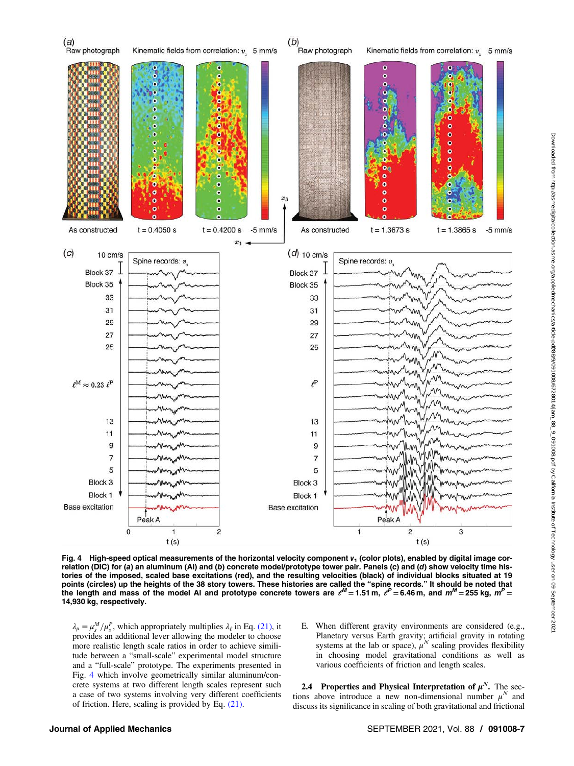Fig. 4 High-speed optical measurements of the horizontal velocity component $v_1$ (color plots), enabled by digital image correlation (DIC) for (a) an aluminum (Al) and (b) concrete model/prototype tower pair. Panels (c) and (d) show velocity time histories of the imposed, scaled base excitations (red), and the resulting velocities (black) of individual blocks situated at 19 points (circles) up the heights of the 38 story towers. These histories are called the "spine records." It should be noted that the length and mass of the model Al and prototype concrete towers are $\ell^M = 1.51$ m, $\ell^P = 6.46$ m, and $m^M = 255$ kg, $m^P = 14{,}930$ kg, respectively.

$\lambda_\mu = \mu_s^M / \mu_s^P$, which appropriately multiplies $\lambda_\ell$ in Eq. (21), it provides an additional lever allowing the modeler to choose more realistic length scale ratios in order to achieve similitude between a "small-scale" experimental model structure and a "full-scale" prototype. The experiments presented in Fig. 4 which involve geometrically similar aluminum/concrete systems at two different length scales represent such a case of two systems involving very different coefficients of friction. Here, scaling is provided by Eq. (21).

E. When different gravity environments are considered (e.g., Planetary versus Earth gravity; artificial gravity in rotating systems at the lab or space), $\mu^N$ scaling provides flexibility in choosing model gravitational conditions as well as various coefficients of friction and length scales.

**2.4 Properties and Physical Interpretation of $\mu^N$.** The sections above introduce a new non-dimensional number $\mu^N$ and discuss its significance in scaling of both gravitational and frictional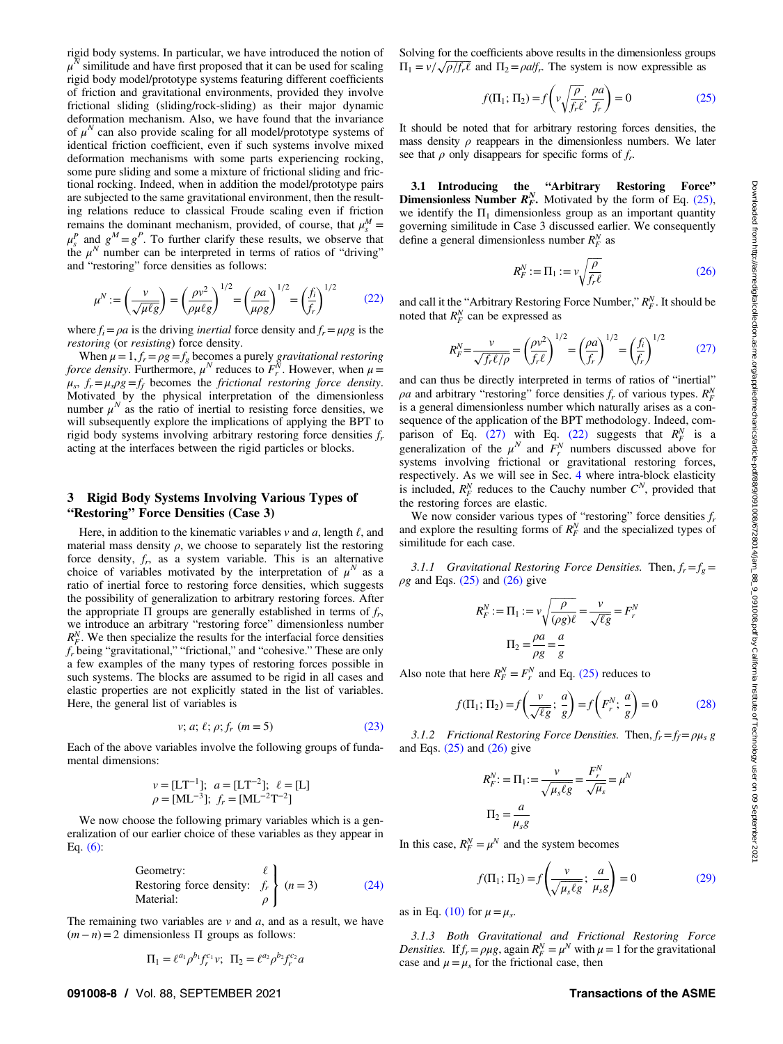rigid body systems. In particular, we have introduced the notion of $\mu^N$ similitude and have first proposed that it can be used for scaling rigid body model/prototype systems featuring different coefficients of friction and gravitational environments, provided they involve frictional sliding (sliding/rock-sliding) as their major dynamic deformation mechanism. Also, we have found that the invariance of $\mu^N$ can also provide scaling for all model/prototype systems of identical friction coefficient, even if such systems involve mixed deformation mechanisms with some parts experiencing rocking, some pure sliding and some a mixture of frictional sliding and frictional rocking. Indeed, when in addition the model/prototype pairs are subjected to the same gravitational environment, then the resulting relations reduce to classical Froude scaling even if friction remains the dominant mechanism, provided, of course, that $\mu_s^M = \mu_s^P$ and $g^M = g^P$. To further clarify these results, we observe that the $\mu^N$ number can be interpreted in terms of ratios of "driving" and "restoring" force densities as follows:

$$\mu^N := \left(\frac{v}{\sqrt{\mu \ell g}}\right) = \left(\frac{\rho v^2}{\rho \mu \ell g}\right)^{1/2} = \left(\frac{\rho a}{\mu \rho g}\right)^{1/2} = \left(\frac{f_i}{f_r}\right)^{1/2} \tag{22}$$

where $f_i = \rho a$ is the driving *inertial* force density and $f_r = \mu \rho g$ is the *restoring* (or *resisting*) force density.

When $\mu = 1, f_r = \rho g = f_g$ becomes a purely *gravitational restoring force density*. Furthermore, $\mu^N$ reduces to $F_r^N$. However, when $\mu = \mu_s$, $f_r = \mu_s \rho g = f_f$ becomes the *frictional restoring force density*. Motivated by the physical interpretation of the dimensionless number $\mu^N$ as the ratio of inertial to resisting force densities, we will subsequently explore the implications of applying the BPT to rigid body systems involving arbitrary restoring force densities $f_r$ acting at the interfaces between the rigid particles or blocks.

## 3 Rigid Body Systems Involving Various Types of "Restoring" Force Densities (Case 3)

Here, in addition to the kinematic variables $v$ and $a$, length $\ell$, and material mass density $\rho$, we choose to separately list the restoring force density, $f_r$, as a system variable. This is an alternative choice of variables motivated by the interpretation of $\mu^N$ as a ratio of inertial force to restoring force densities, which suggests the possibility of generalization to arbitrary restoring forces. After the appropriate $\Pi$ groups are generally established in terms of $f_r$, we introduce an arbitrary "restoring force" dimensionless number $R_F^N$. We then specialize the results for the interfacial force densities $f_r$ being "gravitational," "frictional," and "cohesive." These are only a few examples of the many types of restoring forces possible in such systems. The blocks are assumed to be rigid in all cases and elastic properties are not explicitly stated in the list of variables. Here, the general list of variables is

$$v;\, a;\, \ell;\, \rho;\, f_r\ (m = 5) \tag{23}$$

Each of the above variables involve the following groups of fundamental dimensions:

$$v = [\mathrm{LT}^{-1}];\ \ a = [\mathrm{LT}^{-2}];\ \ \ell = [\mathrm{L}]$$
$$\rho = [\mathrm{ML}^{-3}];\ \ f_r = [\mathrm{ML}^{-2}\mathrm{T}^{-2}]$$

We now choose the following primary variables which is a generalization of our earlier choice of these variables as they appear in Eq. (6):

$$\left.\begin{array}{ll}\text{Geometry:} & \ell\\ \text{Restoring force density:} & f_r\\ \text{Material:} & \rho\end{array}\right\}\ (n = 3) \tag{24}$$

The remaining two variables are $v$ and $a$, and as a result, we have $(m - n) = 2$ dimensionless $\Pi$ groups as follows:

$$\Pi_1 = \ell^{a_1}\rho^{b_1}f_r^{c_1}v;\ \ \Pi_2 = \ell^{a_2}\rho^{b_2}f_r^{c_2}a$$

Solving for the coefficients above results in the dimensionless groups $\Pi_1 = v/\sqrt{\rho/f_r\ell}$ and $\Pi_2 = \rho a/f_r$. The system is now expressible as

$$f(\Pi_1; \Pi_2) = f\left(v\sqrt{\frac{\rho}{f_r\ell}};\ \frac{\rho a}{f_r}\right) = 0 \tag{25}$$

It should be noted that for arbitrary restoring forces densities, the mass density $\rho$ reappears in the dimensionless numbers. We later see that $\rho$ only disappears for specific forms of $f_r$.

### 3.1 Introducing the "Arbitrary Restoring Force" Dimensionless Number $R_F^N$.

Motivated by the form of Eq. (25), we identify the $\Pi_1$ dimensionless group as an important quantity governing similitude in Case 3 discussed earlier. We consequently define a general dimensionless number $R_F^N$ as

$$R_F^N := \Pi_1 := v\sqrt{\frac{\rho}{f_r\ell}} \tag{26}$$

and call it the "Arbitrary Restoring Force Number," $R_F^N$. It should be noted that $R_F^N$ can be expressed as

$$R_F^N = \frac{v}{\sqrt{f_r\ell/\rho}} = \left(\frac{\rho v^2}{f_r\ell}\right)^{1/2} = \left(\frac{\rho a}{f_r}\right)^{1/2} = \left(\frac{f_i}{f_r}\right)^{1/2} \tag{27}$$

and can thus be directly interpreted in terms of ratios of "inertial" $\rho a$ and arbitrary "restoring" force densities $f_r$ of various types. $R_F^N$ is a general dimensionless number which naturally arises as a consequence of the application of the BPT methodology. Indeed, comparison of Eq. (27) with Eq. (22) suggests that $R_F^N$ is a generalization of the $\mu^N$ and $F_r^N$ numbers discussed above for systems involving frictional or gravitational restoring forces, respectively. As we will see in Sec. 4 where intra-block elasticity is included, $R_F^N$ reduces to the Cauchy number $C^N$, provided that the restoring forces are elastic.

We now consider various types of "restoring" force densities $f_r$ and explore the resulting forms of $R_F^N$ and the specialized types of similitude for each case.

*3.1.1 Gravitational Restoring Force Densities.* Then, $f_r = f_g = \rho g$ and Eqs. (25) and (26) give

$$R_F^N := \Pi_1 := v\sqrt{\frac{\rho}{(\rho g)\ell}} = \frac{v}{\sqrt{\ell g}} = F_r^N$$
$$\Pi_2 = \frac{\rho a}{\rho g} = \frac{a}{g}$$

Also note that here $R_F^N = F_r^N$ and Eq. (25) reduces to

$$f(\Pi_1; \Pi_2) = f\left(\frac{v}{\sqrt{\ell g}};\ \frac{a}{g}\right) = f\left(F_r^N;\ \frac{a}{g}\right) = 0 \tag{28}$$

*3.1.2 Frictional Restoring Force Densities.* Then, $f_r = f_f = \rho\mu_s g$ and Eqs. (25) and (26) give

$$R_F^N := \Pi_1 := \frac{v}{\sqrt{\mu_s\ell g}} = \frac{F_r^N}{\sqrt{\mu_s}} = \mu^N$$
$$\Pi_2 = \frac{a}{\mu_s g}$$

In this case, $R_F^N = \mu^N$ and the system becomes

$$f(\Pi_1; \Pi_2) = f\left(\frac{v}{\sqrt{\mu_s\ell g}};\ \frac{a}{\mu_s g}\right) = 0 \tag{29}$$

as in Eq. (10) for $\mu = \mu_s$.

*3.1.3 Both Gravitational and Frictional Restoring Force Densities.* If $f_r = \rho\mu g$, again $R_F^N = \mu^N$ with $\mu = 1$ for the gravitational case and $\mu = \mu_s$ for the frictional case, then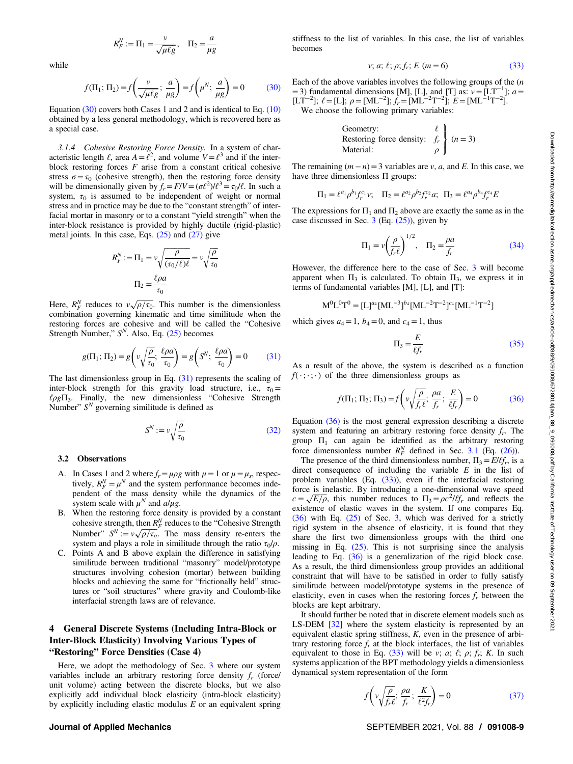$$R_F^N := \Pi_1 = \frac{v}{\sqrt{\mu \ell g}}, \quad \Pi_2 = \frac{a}{\mu g}$$

while

$$f(\Pi_1; \Pi_2) = f\left(\frac{v}{\sqrt{\mu \ell g}}; \frac{a}{\mu g}\right) = f\left(\mu^N; \frac{a}{\mu g}\right) = 0 \tag{30}$$

Equation (30) covers both Cases 1 and 2 and is identical to Eq. (10) obtained by a less general methodology, which is recovered here as a special case.

*3.1.4 Cohesive Restoring Force Density.* In a system of characteristic length $\ell$, area $A = \ell^2$, and volume $V = \ell^3$ and if the inter-block restoring forces $F$ arise from a constant critical cohesive stress $\sigma = \tau_0$ (cohesive strength), then the restoring force density will be dimensionally given by $f_r = F/V = (\sigma \ell^2)/\ell^3 = \tau_0/\ell$. In such a system, $\tau_0$ is assumed to be independent of weight or normal stress and in practice may be due to the "constant strength" of interfacial mortar in masonry or to a constant "yield strength" when the inter-block resistance is provided by highly ductile (rigid-plastic) metal joints. In this case, Eqs. (25) and (27) give

$$R_F^N := \Pi_1 = v\sqrt{\frac{\rho}{(\tau_0/\ell)\ell}} = v\sqrt{\frac{\rho}{\tau_0}}$$

$$\Pi_2 = \frac{\ell \rho a}{\tau_0}$$

Here, $R_F^N$ reduces to $v\sqrt{\rho/\tau_0}$. This number is the dimensionless combination governing kinematic and time similitude when the restoring forces are cohesive and will be called the "Cohesive Strength Number," $S^N$. Also, Eq. (25) becomes

$$g(\Pi_1; \Pi_2) = g\left(v\sqrt{\frac{\rho}{\tau_0}}; \frac{\ell \rho a}{\tau_0}\right) = g\left(S^N; \frac{\ell \rho a}{\tau_0}\right) = 0 \tag{31}$$

The last dimensionless group in Eq. (31) represents the scaling of inter-block strength for this gravity load structure, i.e., $\tau_0 = \ell \rho g \Pi_3$. Finally, the new dimensionless "Cohesive Strength Number" $S^N$ governing similitude is defined as

$$S^N := v\sqrt{\frac{\rho}{\tau_0}} \tag{32}$$

### 3.2 Observations

A. In Cases 1 and 2 where $f_r = \mu \rho g$ with $\mu = 1$ or $\mu = \mu_s$, respectively, $R_F^N = \mu^N$ and the system performance becomes independent of the mass density while the dynamics of the system scale with $\mu^N$ and $a/\mu g$.

B. When the restoring force density is provided by a constant cohesive strength, then $R_F^N$ reduces to the "Cohesive Strength Number" $S^N := v\sqrt{\rho/\tau_o}$. The mass density re-enters the stage and plays a role in similitude through the ratio $\tau_0/\rho$.

C. Points A and B above explain the difference in satisfying similitude between traditional "masonry" model/prototype structures involving cohesion (mortar) between building blocks and achieving the same for "frictionally held" structures or "soil structures" where gravity and Coulomb-like interfacial strength laws are of relevance.

## 4 General Discrete Systems (Including Intra-Block or Inter-Block Elasticity) Involving Various Types of "Restoring" Force Densities (Case 4)

Here, we adopt the methodology of Sec. 3 where our system variables include an arbitrary restoring force density $f_r$ (force/unit volume) acting between the discrete blocks, but we also explicitly add individual block elasticity (intra-block elasticity) by explicitly including elastic modulus $E$ or an equivalent spring stiffness to the list of variables. In this case, the list of variables becomes

$$v; a; \ell; \rho; f_r; E \ (m = 6) \tag{33}$$

Each of the above variables involves the following groups of the ($n = 3$) fundamental dimensions [M], [L], and [T] as: $v = [\mathrm{LT^{-1}}]$; $a = [\mathrm{LT^{-2}}]$; $\ell = [\mathrm{L}]$; $\rho = [\mathrm{ML^{-3}}]$; $f_r = [\mathrm{ML^{-2}T^{-2}}]$; $E = [\mathrm{ML^{-1}T^{-2}}]$.

We choose the following primary variables:

$$\left.\begin{array}{ll}\text{Geometry:} & \ell \\ \text{Restoring force density:} & f_r \\ \text{Material:} & \rho\end{array}\right\} (n = 3)$$

The remaining $(m - n) = 3$ variables are $v$, $a$, and $E$. In this case, we have three dimensionless $\Pi$ groups:

$$\Pi_1 = \ell^{a_1}\rho^{b_1}f_r^{c_1}v; \quad \Pi_2 = \ell^{a_2}\rho^{b_2}f_r^{c_2}a; \quad \Pi_3 = \ell^{a_4}\rho^{b_4}f_r^{c_4}E$$

The expressions for $\Pi_1$ and $\Pi_2$ above are exactly the same as in the case discussed in Sec. 3 (Eq. (25)), given by

$$\Pi_1 = v\left(\frac{\rho}{f_r \ell}\right)^{1/2}, \quad \Pi_2 = \frac{\rho a}{f_r} \tag{34}$$

However, the difference here to the case of Sec. 3 will become apparent when $\Pi_3$ is calculated. To obtain $\Pi_3$, we express it in terms of fundamental variables [M], [L], and [T]:

$$\mathrm{M^0L^0T^0} = [\mathrm{L}]^{a_4}[\mathrm{ML^{-3}}]^{b_4}[\mathrm{ML^{-2}T^{-2}}]^{c_4}[\mathrm{ML^{-1}T^{-2}}]$$

which gives $a_4 = 1$, $b_4 = 0$, and $c_4 = 1$, thus

$$\Pi_3 = \frac{E}{\ell f_r} \tag{35}$$

As a result of the above, the system is described as a function $f(\cdot;\cdot;\cdot)$ of the three dimensionless groups as

$$f(\Pi_1; \Pi_2; \Pi_3) = f\left(v\sqrt{\frac{\rho}{f_r \ell}}; \frac{\rho a}{f_r}; \frac{E}{\ell f_r}\right) = 0 \tag{36}$$

Equation (36) is the most general expression describing a discrete system and featuring an arbitrary restoring force density $f_r$. The group $\Pi_1$ can again be identified as the arbitrary restoring force dimensionless number $R_F^N$ defined in Sec. 3.1 (Eq. (26)).

The presence of the third dimensionless number, $\Pi_3 = E/\ell f_r$, is a direct consequence of including the variable $E$ in the list of problem variables (Eq. (33)), even if the interfacial restoring force is inelastic. By introducing a one-dimensional wave speed $c = \sqrt{E/\rho}$, this number reduces to $\Pi_3 = \rho c^2/\ell f_r$ and reflects the existence of elastic waves in the system. If one compares Eq. (36) with Eq. (25) of Sec. 3, which was derived for a strictly rigid system in the absence of elasticity, it is found that they share the first two dimensionless groups with the third one missing in Eq. (25). This is not surprising since the analysis leading to Eq. (36) is a generalization of the rigid block case. As a result, the third dimensionless group provides an additional constraint that will have to be satisfied in order to fully satisfy similitude between model/prototype systems in the presence of elasticity, even in cases when the restoring forces $f_r$ between the blocks are kept arbitrary.

It should further be noted that in discrete element models such as LS-DEM [32] where the system elasticity is represented by an equivalent elastic spring stiffness, $K$, even in the presence of arbitrary restoring force $f_r$ at the block interfaces, the list of variables equivalent to those in Eq. (33) will be $v$; $a$; $\ell$; $\rho$; $f_r$; $K$. In such systems application of the BPT methodology yields a dimensionless dynamical system representation of the form

$$f\left(v\sqrt{\frac{\rho}{f_r \ell}}; \frac{\rho a}{f_r}; \frac{K}{\ell^2 f_r}\right) = 0 \tag{37}$$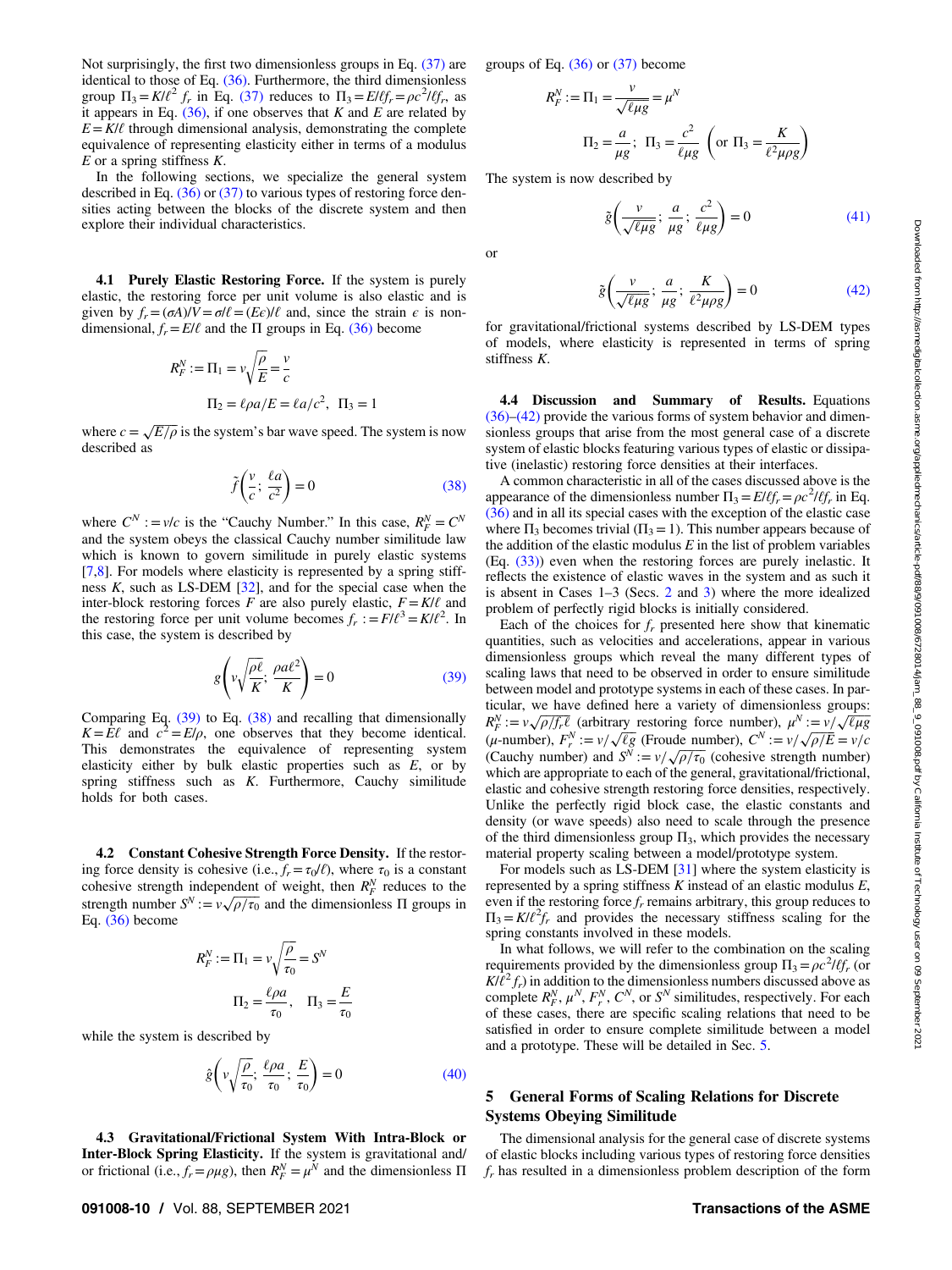Not surprisingly, the first two dimensionless groups in Eq. (37) are identical to those of Eq. (36). Furthermore, the third dimensionless group $\Pi_3 = K/\ell^2 f_r$ in Eq. (37) reduces to $\Pi_3 = E/\ell f_r = \rho c^2/\ell f_r$, as it appears in Eq. (36), if one observes that $K$ and $E$ are related by $E = K/\ell$ through dimensional analysis, demonstrating the complete equivalence of representing elasticity either in terms of a modulus $E$ or a spring stiffness $K$.

In the following sections, we specialize the general system described in Eq. (36) or (37) to various types of restoring force densities acting between the blocks of the discrete system and then explore their individual characteristics.

### 4.1 Purely Elastic Restoring Force.

If the system is purely elastic, the restoring force per unit volume is also elastic and is given by $f_r = (\sigma A)/V = \sigma/\ell = (E\epsilon)/\ell$ and, since the strain $\epsilon$ is nondimensional, $f_r = E/\ell$ and the Π groups in Eq. (36) become

$$R_F^N := \Pi_1 = v\sqrt{\frac{\rho}{E}} = \frac{v}{c}$$

$$\Pi_2 = \ell\rho a/E = \ell a/c^2, \quad \Pi_3 = 1$$

where $c = \sqrt{E/\rho}$ is the system's bar wave speed. The system is now described as

$$\tilde{f}\left(\frac{v}{c};\ \frac{\ell a}{c^2}\right) = 0 \tag{38}$$

where $C^N := v/c$ is the "Cauchy Number." In this case, $R_F^N = C^N$ and the system obeys the classical Cauchy number similitude law which is known to govern similitude in purely elastic systems [7,8]. For models where elasticity is represented by a spring stiffness $K$, such as LS-DEM [32], and for the special case when the inter-block restoring forces $F$ are also purely elastic, $F = K/\ell$ and the restoring force per unit volume becomes $f_r := F/\ell^3 = K/\ell^2$. In this case, the system is described by

$$g\left(v\sqrt{\frac{\rho\ell}{K}};\ \frac{\rho a \ell^2}{K}\right) = 0 \tag{39}$$

Comparing Eq. (39) to Eq. (38) and recalling that dimensionally $K = E\ell$ and $c^2 = E/\rho$, one observes that they become identical. This demonstrates the equivalence of representing system elasticity either by bulk elastic properties such as $E$, or by spring stiffness such as $K$. Furthermore, Cauchy similitude holds for both cases.

### 4.2 Constant Cohesive Strength Force Density.

If the restoring force density is cohesive (i.e., $f_r = \tau_0/\ell$), where $\tau_0$ is a constant cohesive strength independent of weight, then $R_F^N$ reduces to the strength number $S^N := v\sqrt{\rho/\tau_0}$ and the dimensionless Π groups in Eq. (36) become

$$R_F^N := \Pi_1 = v\sqrt{\frac{\rho}{\tau_0}} = S^N$$

$$\Pi_2 = \frac{\ell\rho a}{\tau_0}, \quad \Pi_3 = \frac{E}{\tau_0}$$

while the system is described by

$$\hat{g}\left(v\sqrt{\frac{\rho}{\tau_0}};\ \frac{\ell\rho a}{\tau_0};\ \frac{E}{\tau_0}\right) = 0 \tag{40}$$

### 4.3 Gravitational/Frictional System With Intra-Block or Inter-Block Spring Elasticity.

If the system is gravitational and/or frictional (i.e., $f_r = \rho\mu g$), then $R_F^N = \mu^N$ and the dimensionless Π groups of Eq. (36) or (37) become

$$R_F^N := \Pi_1 = \frac{v}{\sqrt{\ell\mu g}} = \mu^N$$

$$\Pi_2 = \frac{a}{\mu g};\ \ \Pi_3 = \frac{c^2}{\ell\mu g}\ \ \left(\text{or } \Pi_3 = \frac{K}{\ell^2\mu\rho g}\right)$$

The system is now described by

$$\tilde{g}\left(\frac{v}{\sqrt{\ell\mu g}};\ \frac{a}{\mu g};\ \frac{c^2}{\ell\mu g}\right) = 0 \tag{41}$$

or

$$\tilde{g}\left(\frac{v}{\sqrt{\ell\mu g}};\ \frac{a}{\mu g};\ \frac{K}{\ell^2\mu\rho g}\right) = 0 \tag{42}$$

for gravitational/frictional systems described by LS-DEM types of models, where elasticity is represented in terms of spring stiffness $K$.

### 4.4 Discussion and Summary of Results.

Equations (36)–(42) provide the various forms of system behavior and dimensionless groups that arise from the most general case of a discrete system of elastic blocks featuring various types of elastic or dissipative (inelastic) restoring force densities at their interfaces.

A common characteristic in all of the cases discussed above is the appearance of the dimensionless number $\Pi_3 = E/\ell f_r = \rho c^2/\ell f_r$ in Eq. (36) and in all its special cases with the exception of the elastic case where $\Pi_3$ becomes trivial ($\Pi_3 = 1$). This number appears because of the addition of the elastic modulus $E$ in the list of problem variables (Eq. (33)) even when the restoring forces are purely inelastic. It reflects the existence of elastic waves in the system and as such it is absent in Cases 1–3 (Secs. 2 and 3) where the more idealized problem of perfectly rigid blocks is initially considered.

Each of the choices for $f_r$ presented here show that kinematic quantities, such as velocities and accelerations, appear in various dimensionless groups which reveal the many different types of scaling laws that need to be observed in order to ensure similitude between model and prototype systems in each of these cases. In particular, we have defined here a variety of dimensionless groups: $R_F^N := v\sqrt{\rho/f_r\ell}$ (arbitrary restoring force number), $\mu^N := v/\sqrt{\ell\mu g}$ ($\mu$-number), $F_r^N := v/\sqrt{\ell g}$ (Froude number), $C^N := v/\sqrt{\rho/E} = v/c$ (Cauchy number) and $S^N := v/\sqrt{\rho/\tau_0}$ (cohesive strength number) which are appropriate to each of the general, gravitational/frictional, elastic and cohesive strength restoring force densities, respectively. Unlike the perfectly rigid block case, the elastic constants and density (or wave speeds) also need to scale through the presence of the third dimensionless group $\Pi_3$, which provides the necessary material property scaling between a model/prototype system.

For models such as LS-DEM [31] where the system elasticity is represented by a spring stiffness $K$ instead of an elastic modulus $E$, even if the restoring force $f_r$ remains arbitrary, this group reduces to $\Pi_3 = K/\ell^2 f_r$ and provides the necessary stiffness scaling for the spring constants involved in these models.

In what follows, we will refer to the combination on the scaling requirements provided by the dimensionless group $\Pi_3 = \rho c^2/\ell f_r$ (or $K/\ell^2 f_r$) in addition to the dimensionless numbers discussed above as complete $R_F^N$, $\mu^N$, $F_r^N$, $C^N$, or $S^N$ similitudes, respectively. For each of these cases, there are specific scaling relations that need to be satisfied in order to ensure complete similitude between a model and a prototype. These will be detailed in Sec. 5.

## 5 General Forms of Scaling Relations for Discrete Systems Obeying Similitude

The dimensional analysis for the general case of discrete systems of elastic blocks including various types of restoring force densities $f_r$ has resulted in a dimensionless problem description of the form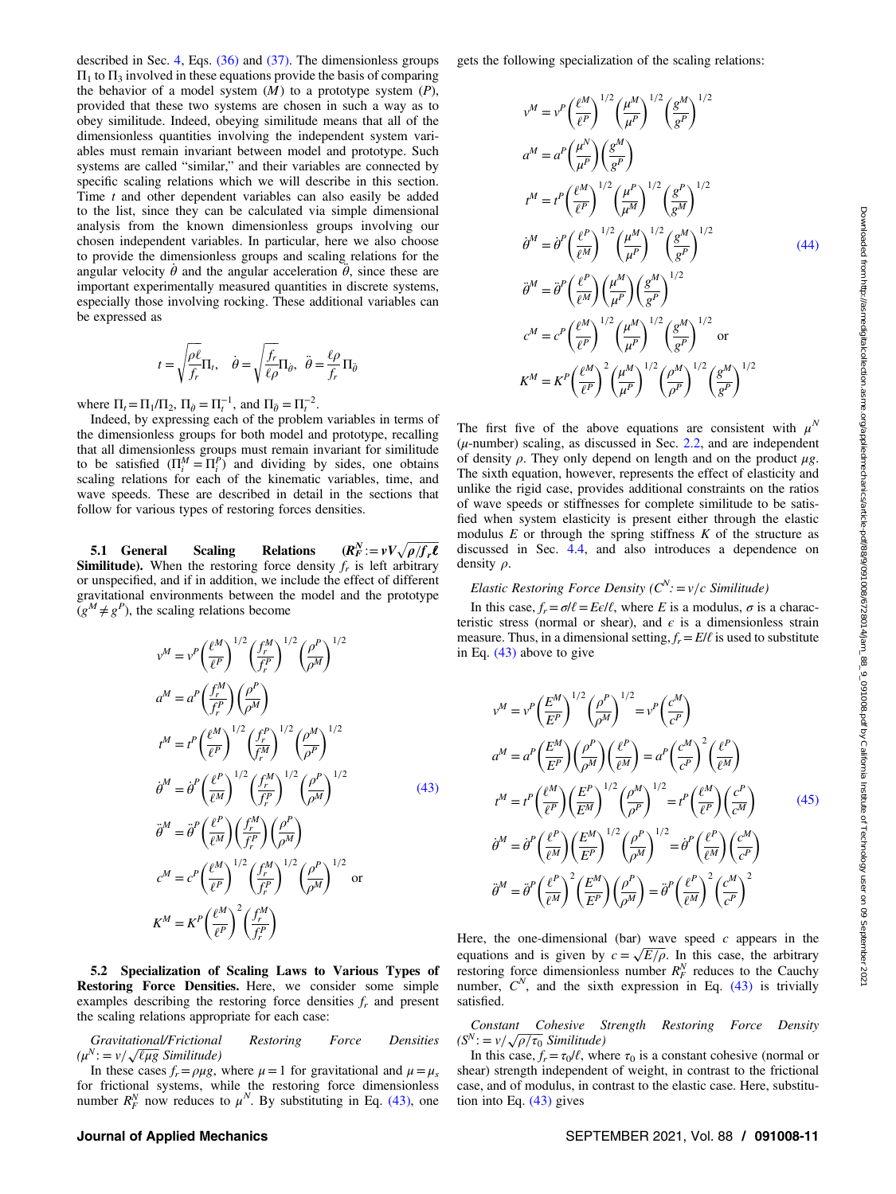described in Sec. 4, Eqs. (36) and (37). The dimensionless groups $\Pi_1$ to $\Pi_3$ involved in these equations provide the basis of comparing the behavior of a model system ($M$) to a prototype system ($P$), provided that these two systems are chosen in such a way as to obey similitude. Indeed, obeying similitude means that all of the dimensionless quantities involving the independent system variables must remain invariant between model and prototype. Such systems are called "similar," and their variables are connected by specific scaling relations which we will describe in this section. Time $t$ and other dependent variables can also easily be added to the list, since they can be calculated via simple dimensional analysis from the known dimensionless groups involving our chosen independent variables. In particular, here we also choose to provide the dimensionless groups and scaling relations for the angular velocity $\dot{\theta}$ and the angular acceleration $\ddot{\theta}$, since these are important experimentally measured quantities in discrete systems, especially those involving rocking. These additional variables can be expressed as

$$t = \sqrt{\frac{\rho \ell}{f_r}}\Pi_t, \quad \dot{\theta} = \sqrt{\frac{f_r}{\ell \rho}}\Pi_{\dot{\theta}}, \quad \ddot{\theta} = \frac{\ell \rho}{f_r}\Pi_{\ddot{\theta}}$$

where $\Pi_t = \Pi_1/\Pi_2$, $\Pi_{\dot{\theta}} = \Pi_t^{-1}$, and $\Pi_{\ddot{\theta}} = \Pi_t^{-2}$.

Indeed, by expressing each of the problem variables in terms of the dimensionless groups for both model and prototype, recalling that all dimensionless groups must remain invariant for similitude to be satisfied ($\Pi_i^M = \Pi_i^P$) and dividing by sides, one obtains scaling relations for each of the kinematic variables, time, and wave speeds. These are described in detail in the sections that follow for various types of restoring forces densities.

**5.1 General Scaling Relations ($R_F^N := vV\sqrt{\rho/f_r \ell}$ Similitude).** When the restoring force density $f_r$ is left arbitrary or unspecified, and if in addition, we include the effect of different gravitational environments between the model and the prototype ($g^M \neq g^P$), the scaling relations become

$$\begin{aligned}
v^M &= v^P\left(\frac{\ell^M}{\ell^P}\right)^{1/2}\left(\frac{f_r^M}{f_r^P}\right)^{1/2}\left(\frac{\rho^P}{\rho^M}\right)^{1/2}\\
a^M &= a^P\left(\frac{f_r^M}{f_r^P}\right)\left(\frac{\rho^P}{\rho^M}\right)\\
t^M &= t^P\left(\frac{\ell^M}{\ell^P}\right)^{1/2}\left(\frac{f_r^P}{f_r^M}\right)^{1/2}\left(\frac{\rho^M}{\rho^P}\right)^{1/2}\\
\dot{\theta}^M &= \dot{\theta}^P\left(\frac{\ell^P}{\ell^M}\right)^{1/2}\left(\frac{f_r^M}{f_r^P}\right)^{1/2}\left(\frac{\rho^P}{\rho^M}\right)^{1/2}\\
\ddot{\theta}^M &= \ddot{\theta}^P\left(\frac{\ell^P}{\ell^M}\right)\left(\frac{f_r^M}{f_r^P}\right)\left(\frac{\rho^P}{\rho^M}\right)\\
c^M &= c^P\left(\frac{\ell^M}{\ell^P}\right)^{1/2}\left(\frac{f_r^M}{f_r^P}\right)^{1/2}\left(\frac{\rho^P}{\rho^M}\right)^{1/2} \quad \text{or}\\
K^M &= K^P\left(\frac{\ell^M}{\ell^P}\right)^{2}\left(\frac{f_r^M}{f_r^P}\right)
\end{aligned} \tag{43}$$

**5.2 Specialization of Scaling Laws to Various Types of Restoring Force Densities.** Here, we consider some simple examples describing the restoring force densities $f_r$ and present the scaling relations appropriate for each case:

*Gravitational/Frictional Restoring Force Densities ($\mu^N := v/\sqrt{\ell \mu g}$ Similitude)*

In these cases $f_r = \rho \mu g$, where $\mu = 1$ for gravitational and $\mu = \mu_s$ for frictional systems, while the restoring force dimensionless number $R_F^N$ now reduces to $\mu^N$. By substituting in Eq. (43), one gets the following specialization of the scaling relations:

$$\begin{aligned}
v^M &= v^P\left(\frac{\ell^M}{\ell^P}\right)^{1/2}\left(\frac{\mu^M}{\mu^P}\right)^{1/2}\left(\frac{g^M}{g^P}\right)^{1/2}\\
a^M &= a^P\left(\frac{\mu^N}{\mu^P}\right)\left(\frac{g^M}{g^P}\right)\\
t^M &= t^P\left(\frac{\ell^M}{\ell^P}\right)^{1/2}\left(\frac{\mu^P}{\mu^M}\right)^{1/2}\left(\frac{g^P}{g^M}\right)^{1/2}\\
\dot{\theta}^M &= \dot{\theta}^P\left(\frac{\ell^P}{\ell^M}\right)^{1/2}\left(\frac{\mu^M}{\mu^P}\right)^{1/2}\left(\frac{g^M}{g^P}\right)^{1/2}\\
\ddot{\theta}^M &= \ddot{\theta}^P\left(\frac{\ell^P}{\ell^M}\right)\left(\frac{\mu^M}{\mu^P}\right)\left(\frac{g^M}{g^P}\right)^{1/2}\\
c^M &= c^P\left(\frac{\ell^M}{\ell^P}\right)^{1/2}\left(\frac{\mu^M}{\mu^P}\right)^{1/2}\left(\frac{g^M}{g^P}\right)^{1/2} \quad \text{or}\\
K^M &= K^P\left(\frac{\ell^M}{\ell^P}\right)^{2}\left(\frac{\mu^M}{\mu^P}\right)^{1/2}\left(\frac{\rho^M}{\rho^P}\right)^{1/2}\left(\frac{g^M}{g^P}\right)^{1/2}
\end{aligned} \tag{44}$$

The first five of the above equations are consistent with $\mu^N$ ($\mu$-number) scaling, as discussed in Sec. 2.2, and are independent of density $\rho$. They only depend on length and on the product $\mu g$. The sixth equation, however, represents the effect of elasticity and unlike the rigid case, provides additional constraints on the ratios of wave speeds or stiffnesses for complete similitude to be satisfied when system elasticity is present either through the elastic modulus $E$ or through the spring stiffness $K$ of the structure as discussed in Sec. 4.4, and also introduces a dependence on density $\rho$.

*Elastic Restoring Force Density ($C^N := v/c$ Similitude)*

In this case, $f_r = \sigma/\ell = E\epsilon/\ell$, where $E$ is a modulus, $\sigma$ is a characteristic stress (normal or shear), and $\epsilon$ is a dimensionless strain measure. Thus, in a dimensional setting, $f_r = E/\ell$ is used to substitute in Eq. (43) above to give

$$\begin{aligned}
v^M &= v^P\left(\frac{E^M}{E^P}\right)^{1/2}\left(\frac{\rho^P}{\rho^M}\right)^{1/2} = v^P\left(\frac{c^M}{c^P}\right)\\
a^M &= a^P\left(\frac{E^M}{E^P}\right)\left(\frac{\rho^P}{\rho^M}\right)\left(\frac{\ell^P}{\ell^M}\right) = a^P\left(\frac{c^M}{c^P}\right)^2\left(\frac{\ell^P}{\ell^M}\right)\\
t^M &= t^P\left(\frac{\ell^M}{\ell^P}\right)\left(\frac{E^P}{E^M}\right)^{1/2}\left(\frac{\rho^M}{\rho^P}\right)^{1/2} = t^P\left(\frac{\ell^M}{\ell^P}\right)\left(\frac{c^P}{c^M}\right)\\
\dot{\theta}^M &= \dot{\theta}^P\left(\frac{\ell^P}{\ell^M}\right)\left(\frac{E^M}{E^P}\right)^{1/2}\left(\frac{\rho^P}{\rho^M}\right)^{1/2} = \dot{\theta}^P\left(\frac{\ell^P}{\ell^M}\right)\left(\frac{c^M}{c^P}\right)\\
\ddot{\theta}^M &= \ddot{\theta}^P\left(\frac{\ell^P}{\ell^M}\right)^2\left(\frac{E^M}{E^P}\right)\left(\frac{\rho^P}{\rho^M}\right) = \ddot{\theta}^P\left(\frac{\ell^P}{\ell^M}\right)^2\left(\frac{c^M}{c^P}\right)^2
\end{aligned} \tag{45}$$

Here, the one-dimensional (bar) wave speed $c$ appears in the equations and is given by $c = \sqrt{E/\rho}$. In this case, the arbitrary restoring force dimensionless number $R_F^N$ reduces to the Cauchy number, $C^N$, and the sixth expression in Eq. (43) is trivially satisfied.

*Constant Cohesive Strength Restoring Force Density ($S^N := v/\sqrt{\rho/\tau_0}$ Similitude)*

In this case, $f_r = \tau_0/\ell$, where $\tau_0$ is a constant cohesive (normal or shear) strength independent of weight, in contrast to the frictional case, and of modulus, in contrast to the elastic case. Here, substitution into Eq. (43) gives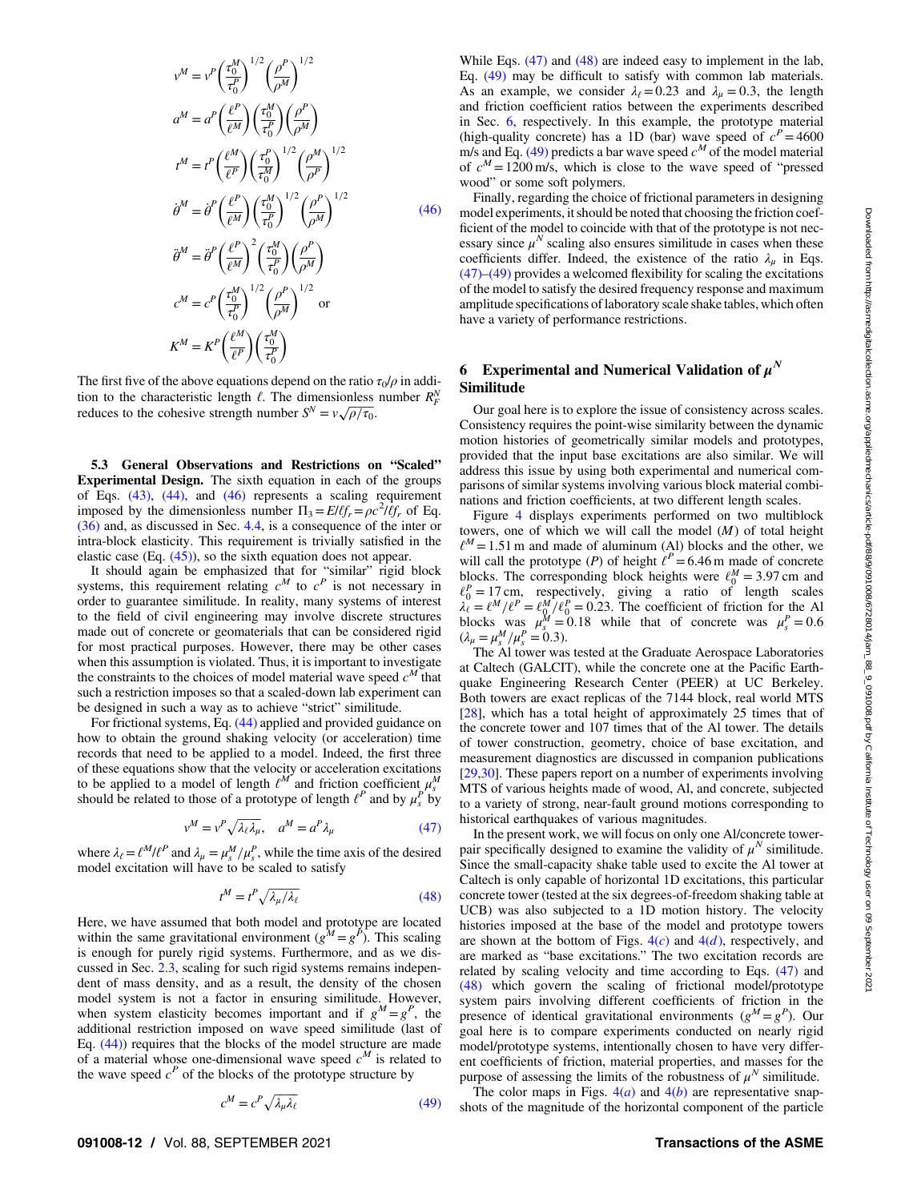$$
\begin{aligned}
v^M &= v^P \left(\frac{\tau_0^M}{\tau_0^P}\right)^{1/2} \left(\frac{\rho^P}{\rho^M}\right)^{1/2} \\
a^M &= a^P \left(\frac{\ell^P}{\ell^M}\right) \left(\frac{\tau_0^M}{\tau_0^P}\right) \left(\frac{\rho^P}{\rho^M}\right) \\
t^M &= t^P \left(\frac{\ell^M}{\ell^P}\right) \left(\frac{\tau_0^P}{\tau_0^M}\right)^{1/2} \left(\frac{\rho^M}{\rho^P}\right)^{1/2} \\
\dot{\theta}^M &= \dot{\theta}^P \left(\frac{\ell^P}{\ell^M}\right) \left(\frac{\tau_0^M}{\tau_0^P}\right)^{1/2} \left(\frac{\rho^P}{\rho^M}\right)^{1/2} \\
\ddot{\theta}^M &= \ddot{\theta}^P \left(\frac{\ell^P}{\ell^M}\right)^2 \left(\frac{\tau_0^M}{\tau_0^P}\right) \left(\frac{\rho^P}{\rho^M}\right) \\
c^M &= c^P \left(\frac{\tau_0^M}{\tau_0^P}\right)^{1/2} \left(\frac{\rho^P}{\rho^M}\right)^{1/2} \quad \text{or} \\
K^M &= K^P \left(\frac{\ell^M}{\ell^P}\right) \left(\frac{\tau_0^M}{\tau_0^P}\right)
\end{aligned}
\tag{46}
$$

The first five of the above equations depend on the ratio $\tau_0/\rho$ in addition to the characteristic length $\ell$. The dimensionless number $R_F^N$ reduces to the cohesive strength number $S^N = v\sqrt{\rho/\tau_0}$.

### 5.3 General Observations and Restrictions on "Scaled" Experimental Design.

The sixth equation in each of the groups of Eqs. (43), (44), and (46) represents a scaling requirement imposed by the dimensionless number $\Pi_3 = E/\ell f_r = \rho c^2/\ell f_r$ of Eq. (36) and, as discussed in Sec. 4.4, is a consequence of the inter or intra-block elasticity. This requirement is trivially satisfied in the elastic case (Eq. (45)), so the sixth equation does not appear.

It should again be emphasized that for "similar" rigid block systems, this requirement relating $c^M$ to $c^P$ is not necessary in order to guarantee similitude. In reality, many systems of interest to the field of civil engineering may involve discrete structures made out of concrete or geomaterials that can be considered rigid for most practical purposes. However, there may be other cases when this assumption is violated. Thus, it is important to investigate the constraints to the choices of model material wave speed $c^M$ that such a restriction imposes so that a scaled-down lab experiment can be designed in such a way as to achieve "strict" similitude.

For frictional systems, Eq. (44) applied and provided guidance on how to obtain the ground shaking velocity (or acceleration) time records that need to be applied to a model. Indeed, the first three of these equations show that the velocity or acceleration excitations to be applied to a model of length $\ell^M$ and friction coefficient $\mu_s^M$ should be related to those of a prototype of length $\ell^P$ and by $\mu_s^P$ by

$$
v^M = v^P \sqrt{\lambda_\ell \lambda_\mu}, \quad a^M = a^P \lambda_\mu \tag{47}
$$

where $\lambda_\ell = \ell^M/\ell^P$ and $\lambda_\mu = \mu_s^M/\mu_s^P$, while the time axis of the desired model excitation will have to be scaled to satisfy

$$
t^M = t^P \sqrt{\lambda_\mu/\lambda_\ell} \tag{48}
$$

Here, we have assumed that both model and prototype are located within the same gravitational environment ($g^M = g^P$). This scaling is enough for purely rigid systems. Furthermore, and as we discussed in Sec. 2.3, scaling for such rigid systems remains independent of mass density, and as a result, the density of the chosen model system is not a factor in ensuring similitude. However, when system elasticity becomes important and if $g^M = g^P$, the additional restriction imposed on wave speed similitude (last of Eq. (44)) requires that the blocks of the model structure are made of a material whose one-dimensional wave speed $c^M$ is related to the wave speed $c^P$ of the blocks of the prototype structure by

$$
c^M = c^P \sqrt{\lambda_\mu \lambda_\ell} \tag{49}
$$

While Eqs. (47) and (48) are indeed easy to implement in the lab, Eq. (49) may be difficult to satisfy with common lab materials. As an example, we consider $\lambda_\ell = 0.23$ and $\lambda_\mu = 0.3$, the length and friction coefficient ratios between the experiments described in Sec. 6, respectively. In this example, the prototype material (high-quality concrete) has a 1D (bar) wave speed of $c^P = 4600$ m/s and Eq. (49) predicts a bar wave speed $c^M$ of the model material of $c^M = 1200$ m/s, which is close to the wave speed of "pressed wood" or some soft polymers.

Finally, regarding the choice of frictional parameters in designing model experiments, it should be noted that choosing the friction coefficient of the model to coincide with that of the prototype is not necessary since $\mu^N$ scaling also ensures similitude in cases when these coefficients differ. Indeed, the existence of the ratio $\lambda_\mu$ in Eqs. (47)–(49) provides a welcomed flexibility for scaling the excitations of the model to satisfy the desired frequency response and maximum amplitude specifications of laboratory scale shake tables, which often have a variety of performance restrictions.

## 6 Experimental and Numerical Validation of $\mu^N$ Similitude

Our goal here is to explore the issue of consistency across scales. Consistency requires the point-wise similarity between the dynamic motion histories of geometrically similar models and prototypes, provided that the input base excitations are also similar. We will address this issue by using both experimental and numerical comparisons of similar systems involving various block material combinations and friction coefficients, at two different length scales.

Figure 4 displays experiments performed on two multiblock towers, one of which we will call the model ($M$) of total height $\ell^M = 1.51$ m and made of aluminum (Al) blocks and the other, we will call the prototype ($P$) of height $\ell^P = 6.46$ m made of concrete blocks. The corresponding block heights were $\ell_0^M = 3.97$ cm and $\ell_0^P = 17$ cm, respectively, giving a ratio of length scales $\lambda_\ell = \ell^M/\ell^P = \ell_0^M/\ell_0^P = 0.23$. The coefficient of friction for the Al blocks was $\mu_s^M = 0.18$ while that of concrete was $\mu_s^P = 0.6$ ($\lambda_\mu = \mu_s^M/\mu_s^P = 0.3$).

The Al tower was tested at the Graduate Aerospace Laboratories at Caltech (GALCIT), while the concrete one at the Pacific Earthquake Engineering Research Center (PEER) at UC Berkeley. Both towers are exact replicas of the 7144 block, real world MTS [28], which has a total height of approximately 25 times that of the concrete tower and 107 times that of the Al tower. The details of tower construction, geometry, choice of base excitation, and measurement diagnostics are discussed in companion publications [29,30]. These papers report on a number of experiments involving MTS of various heights made of wood, Al, and concrete, subjected to a variety of strong, near-fault ground motions corresponding to historical earthquakes of various magnitudes.

In the present work, we will focus on only one Al/concrete tower-pair specifically designed to examine the validity of $\mu^N$ similitude. Since the small-capacity shake table used to excite the Al tower at Caltech is only capable of horizontal 1D excitations, this particular concrete tower (tested at the six degrees-of-freedom shaking table at UCB) was also subjected to a 1D motion history. The velocity histories imposed at the base of the model and prototype towers are shown at the bottom of Figs. 4(c) and 4(d), respectively, and are marked as "base excitations." The two excitation records are related by scaling velocity and time according to Eqs. (47) and (48) which govern the scaling of frictional model/prototype system pairs involving different coefficients of friction in the presence of identical gravitational environments ($g^M = g^P$). Our goal here is to compare experiments conducted on nearly rigid model/prototype systems, intentionally chosen to have very different coefficients of friction, material properties, and masses for the purpose of assessing the limits of the robustness of $\mu^N$ similitude.

The color maps in Figs. 4(a) and 4(b) are representative snapshots of the magnitude of the horizontal component of the particle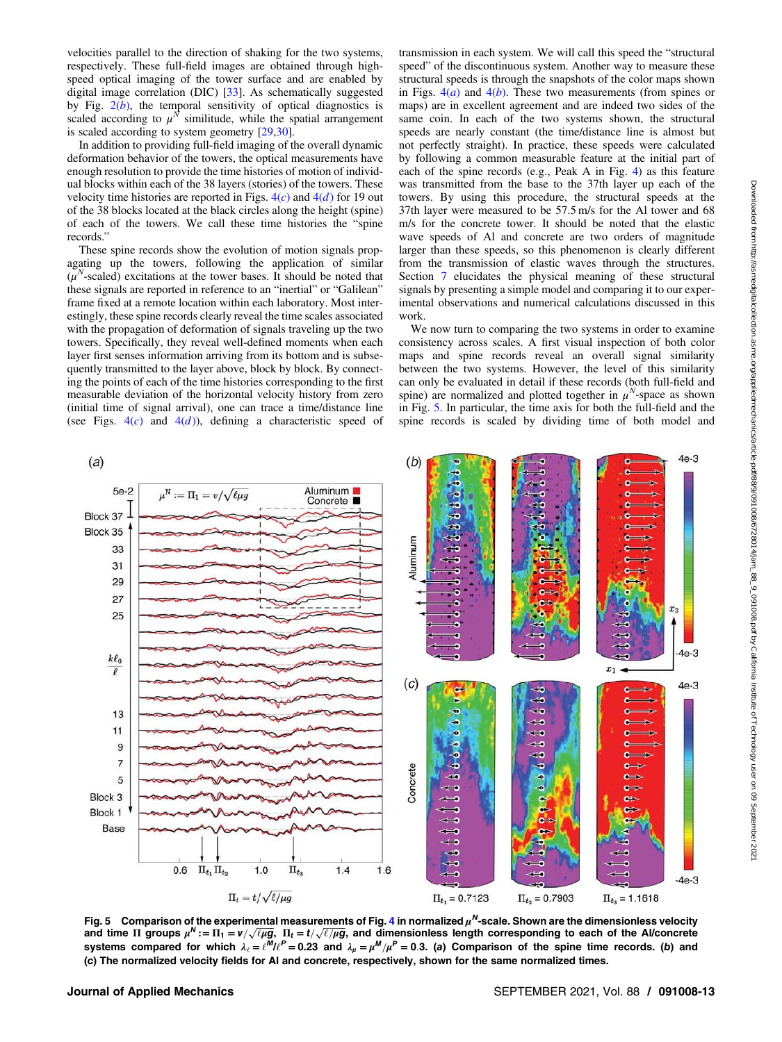velocities parallel to the direction of shaking for the two systems, respectively. These full-field images are obtained through high-speed optical imaging of the tower surface and are enabled by digital image correlation (DIC) [33]. As schematically suggested by Fig. 2(b), the temporal sensitivity of optical diagnostics is scaled according to $\mu^N$ similitude, while the spatial arrangement is scaled according to system geometry [29,30].

In addition to providing full-field imaging of the overall dynamic deformation behavior of the towers, the optical measurements have enough resolution to provide the time histories of motion of individual blocks within each of the 38 layers (stories) of the towers. These velocity time histories are reported in Figs. 4(c) and 4(d) for 19 out of the 38 blocks located at the black circles along the height (spine) of each of the towers. We call these time histories the "spine records."

These spine records show the evolution of motion signals propagating up the towers, following the application of similar ($\mu^N$-scaled) excitations at the tower bases. It should be noted that these signals are reported in reference to an "inertial" or "Galilean" frame fixed at a remote location within each laboratory. Most interestingly, these spine records clearly reveal the time scales associated with the propagation of deformation of signals traveling up the two towers. Specifically, they reveal well-defined moments when each layer first senses information arriving from its bottom and is subsequently transmitted to the layer above, block by block. By connecting the points of each of the time histories corresponding to the first measurable deviation of the horizontal velocity history from zero (initial time of signal arrival), one can trace a time/distance line (see Figs. 4(c) and 4(d)), defining a characteristic speed of transmission in each system. We will call this speed the "structural speed" of the discontinuous system. Another way to measure these structural speeds is through the snapshots of the color maps shown in Figs. 4(a) and 4(b). These two measurements (from spines or maps) are in excellent agreement and are indeed two sides of the same coin. In each of the two systems shown, the structural speeds are nearly constant (the time/distance line is almost but not perfectly straight). In practice, these speeds were calculated by following a common measurable feature at the initial part of each of the spine records (e.g., Peak A in Fig. 4) as this feature was transmitted from the base to the 37th layer up each of the towers. By using this procedure, the structural speeds at the 37th layer were measured to be 57.5 m/s for the Al tower and 68 m/s for the concrete tower. It should be noted that the elastic wave speeds of Al and concrete are two orders of magnitude larger than these speeds, so this phenomenon is clearly different from the transmission of elastic waves through the structures. Section 7 elucidates the physical meaning of these structural signals by presenting a simple model and comparing it to our experimental observations and numerical calculations discussed in this work.

We now turn to comparing the two systems in order to examine consistency across scales. A first visual inspection of both color maps and spine records reveal an overall signal similarity between the two systems. However, the level of this similarity can only be evaluated in detail if these records (both full-field and spine) are normalized and plotted together in $\mu^N$-space as shown in Fig. 5. In particular, the time axis for both the full-field and the spine records is scaled by dividing time of both model and

**Fig. 5 Comparison of the experimental measurements of Fig. 4 in normalized $\mu^N$-scale. Shown are the dimensionless velocity and time $\Pi$ groups $\mu^N := \Pi_1 = v/\sqrt{\ell\mu g}$, $\Pi_t = t/\sqrt{\ell/\mu g}$, and dimensionless length corresponding to each of the Al/concrete systems compared for which $\lambda_\ell = \ell^M/\ell^P = 0.23$ and $\lambda_\mu = \mu^M/\mu^P = 0.3$. (a) Comparison of the spine time records. (b) and (c) The normalized velocity fields for Al and concrete, respectively, shown for the same normalized times.**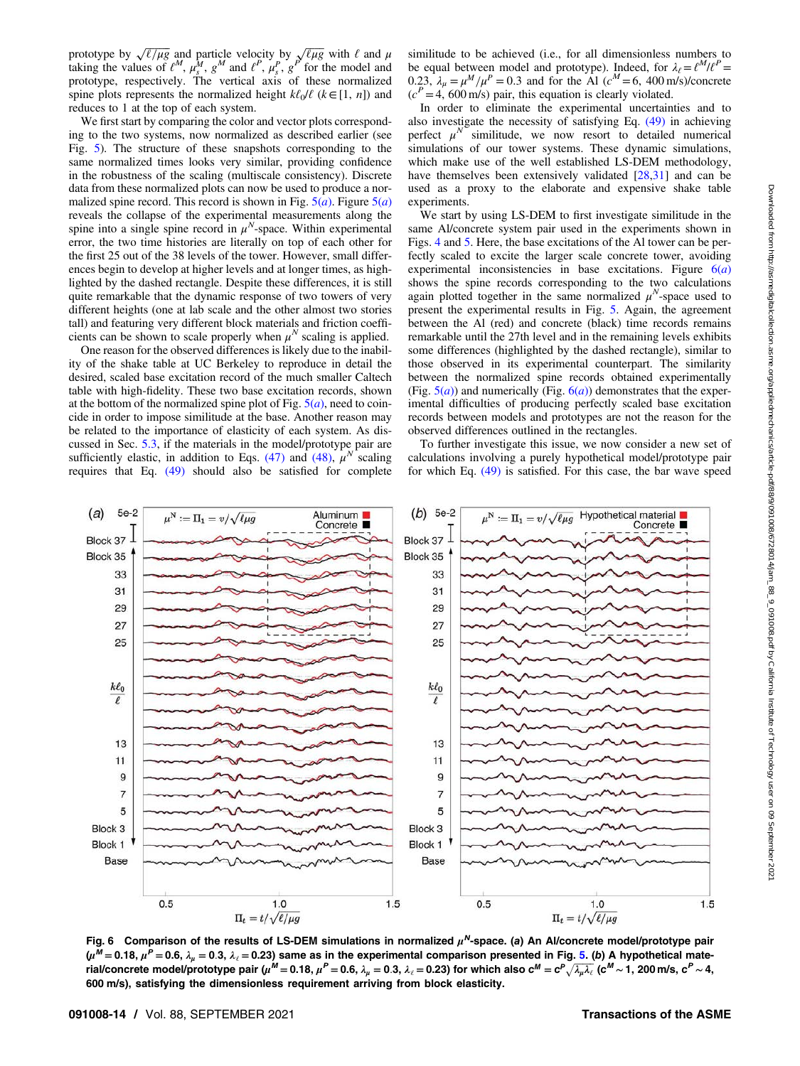prototype by $\sqrt{\ell/\mu g}$ and particle velocity by $\sqrt{\ell \mu g}$ with $\ell$ and $\mu$ taking the values of $\ell^M$, $\mu_s^M$, $g^M$ and $\ell^P$, $\mu_s^P$, $g^P$ for the model and prototype, respectively. The vertical axis of these normalized spine plots represents the normalized height $k\ell_0/\ell$ ($k \in [1, n]$) and reduces to 1 at the top of each system.

We first start by comparing the color and vector plots corresponding to the two systems, now normalized as described earlier (see Fig. 5). The structure of these snapshots corresponding to the same normalized times looks very similar, providing confidence in the robustness of the scaling (multiscale consistency). Discrete data from these normalized plots can now be used to produce a normalized spine record. This record is shown in Fig. 5(*a*). Figure 5(*a*) reveals the collapse of the experimental measurements along the spine into a single spine record in $\mu^N$-space. Within experimental error, the two time histories are literally on top of each other for the first 25 out of the 38 levels of the tower. However, small differences begin to develop at higher levels and at longer times, as highlighted by the dashed rectangle. Despite these differences, it is still quite remarkable that the dynamic response of two towers of very different heights (one at lab scale and the other almost two stories tall) and featuring very different block materials and friction coefficients can be shown to scale properly when $\mu^N$ scaling is applied.

One reason for the observed differences is likely due to the inability of the shake table at UC Berkeley to reproduce in detail the desired, scaled base excitation record of the much smaller Caltech table with high-fidelity. These two base excitation records, shown at the bottom of the normalized spine plot of Fig. 5(*a*), need to coincide in order to impose similitude at the base. Another reason may be related to the importance of elasticity of each system. As discussed in Sec. 5.3, if the materials in the model/prototype pair are sufficiently elastic, in addition to Eqs. (47) and (48), $\mu^N$ scaling requires that Eq. (49) should also be satisfied for complete similitude to be achieved (i.e., for all dimensionless numbers to be equal between model and prototype). Indeed, for $\lambda_\ell = \ell^M/\ell^P = 0.23$, $\lambda_\mu = \mu^M/\mu^P = 0.3$ and for the Al ($c^M = 6,\ 400$ m/s)/concrete ($c^P = 4,\ 600$ m/s) pair, this equation is clearly violated.

In order to eliminate the experimental uncertainties and to also investigate the necessity of satisfying Eq. (49) in achieving perfect $\mu^N$ similitude, we now resort to detailed numerical simulations of our tower systems. These dynamic simulations, which make use of the well established LS-DEM methodology, have themselves been extensively validated [28,31] and can be used as a proxy to the elaborate and expensive shake table experiments.

We start by using LS-DEM to first investigate similitude in the same Al/concrete system pair used in the experiments shown in Figs. 4 and 5. Here, the base excitations of the Al tower can be perfectly scaled to excite the larger scale concrete tower, avoiding experimental inconsistencies in base excitations. Figure 6(*a*) shows the spine records corresponding to the two calculations again plotted together in the same normalized $\mu^N$-space used to present the experimental results in Fig. 5. Again, the agreement between the Al (red) and concrete (black) time records remains remarkable until the 27th level and in the remaining levels exhibits some differences (highlighted by the dashed rectangle), similar to those observed in its experimental counterpart. The similarity between the normalized spine records obtained experimentally (Fig. 5(*a*)) and numerically (Fig. 6(*a*)) demonstrates that the experimental difficulties of producing perfectly scaled base excitation records between models and prototypes are not the reason for the observed differences outlined in the rectangles.

To further investigate this issue, we now consider a new set of calculations involving a purely hypothetical model/prototype pair for which Eq. (49) is satisfied. For this case, the bar wave speed

**Fig. 6 Comparison of the results of LS-DEM simulations in normalized $\mu^N$-space. (*a*) An Al/concrete model/prototype pair ($\mu^M = 0.18$, $\mu^P = 0.6$, $\lambda_\mu = 0.3$, $\lambda_\ell = 0.23$) same as in the experimental comparison presented in Fig. 5. (*b*) A hypothetical material/concrete model/prototype pair ($\mu^M = 0.18$, $\mu^P = 0.6$, $\lambda_\mu = 0.3$, $\lambda_\ell = 0.23$) for which also $c^M = c^P\sqrt{\lambda_\mu \lambda_\ell}$ ($c^M \sim 1,\ 200$ m/s, $c^P \sim 4,\ 600$ m/s), satisfying the dimensionless requirement arriving from block elasticity.**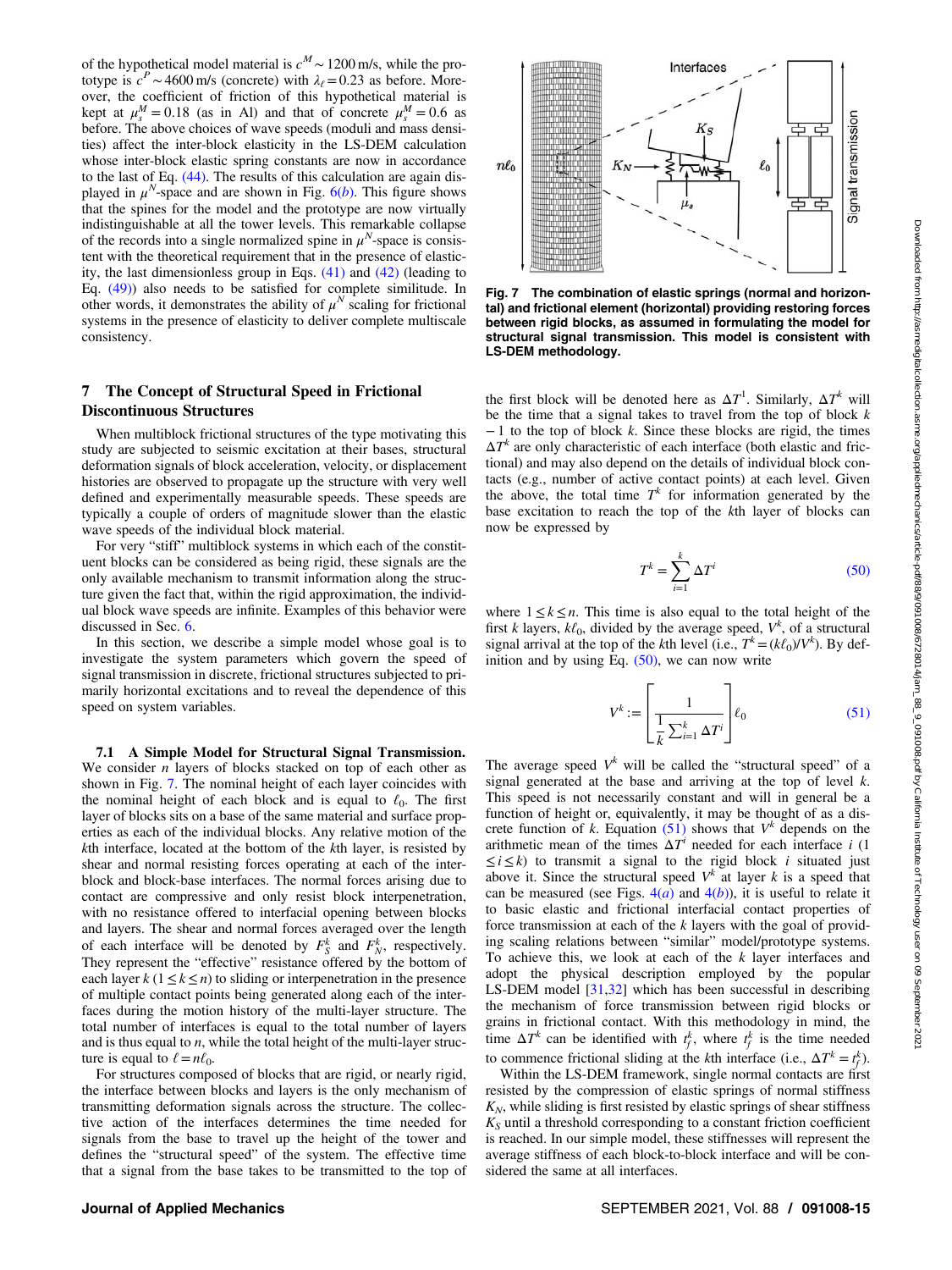of the hypothetical model material is $c^M \sim 1200$ m/s, while the prototype is $c^P \sim 4600$ m/s (concrete) with $\lambda_\ell = 0.23$ as before. Moreover, the coefficient of friction of this hypothetical material is kept at $\mu_s^M = 0.18$ (as in Al) and that of concrete $\mu_s^M = 0.6$ as before. The above choices of wave speeds (moduli and mass densities) affect the inter-block elasticity in the LS-DEM calculation whose inter-block elastic spring constants are now in accordance to the last of Eq. (44). The results of this calculation are again displayed in $\mu^N$-space and are shown in Fig. 6(*b*). This figure shows that the spines for the model and the prototype are now virtually indistinguishable at all the tower levels. This remarkable collapse of the records into a single normalized spine in $\mu^N$-space is consistent with the theoretical requirement that in the presence of elasticity, the last dimensionless group in Eqs. (41) and (42) (leading to Eq. (49)) also needs to be satisfied for complete similitude. In other words, it demonstrates the ability of $\mu^N$ scaling for frictional systems in the presence of elasticity to deliver complete multiscale consistency.

## 7 The Concept of Structural Speed in Frictional Discontinuous Structures

When multiblock frictional structures of the type motivating this study are subjected to seismic excitation at their bases, structural deformation signals of block acceleration, velocity, or displacement histories are observed to propagate up the structure with very well defined and experimentally measurable speeds. These speeds are typically a couple of orders of magnitude slower than the elastic wave speeds of the individual block material.

For very "stiff" multiblock systems in which each of the constituent blocks can be considered as being rigid, these signals are the only available mechanism to transmit information along the structure given the fact that, within the rigid approximation, the individual block wave speeds are infinite. Examples of this behavior were discussed in Sec. 6.

In this section, we describe a simple model whose goal is to investigate the system parameters which govern the speed of signal transmission in discrete, frictional structures subjected to primarily horizontal excitations and to reveal the dependence of this speed on system variables.

**7.1 A Simple Model for Structural Signal Transmission.** We consider $n$ layers of blocks stacked on top of each other as shown in Fig. 7. The nominal height of each layer coincides with the nominal height of each block and is equal to $\ell_0$. The first layer of blocks sits on a base of the same material and surface properties as each of the individual blocks. Any relative motion of the $k$th interface, located at the bottom of the $k$th layer, is resisted by shear and normal resisting forces operating at each of the inter-block and block-base interfaces. The normal forces arising due to contact are compressive and only resist block interpenetration, with no resistance offered to interfacial opening between blocks and layers. The shear and normal forces averaged over the length of each interface will be denoted by $F_S^k$ and $F_N^k$, respectively. They represent the "effective" resistance offered by the bottom of each layer $k$ ($1 \le k \le n$) to sliding or interpenetration in the presence of multiple contact points being generated along each of the interfaces during the motion history of the multi-layer structure. The total number of interfaces is equal to the total number of layers and is thus equal to $n$, while the total height of the multi-layer structure is equal to $\ell = n\ell_0$.

For structures composed of blocks that are rigid, or nearly rigid, the interface between blocks and layers is the only mechanism of transmitting deformation signals across the structure. The collective action of the interfaces determines the time needed for signals from the base to travel up the height of the tower and defines the "structural speed" of the system. The effective time that a signal from the base takes to be transmitted to the top of the first block will be denoted here as $\Delta T^1$. Similarly, $\Delta T^k$ will be the time that a signal takes to travel from the top of block $k - 1$ to the top of block $k$. Since these blocks are rigid, the times $\Delta T^k$ are only characteristic of each interface (both elastic and frictional) and may also depend on the details of individual block contacts (e.g., number of active contact points) at each level. Given the above, the total time $T^k$ for information generated by the base excitation to reach the top of the $k$th layer of blocks can now be expressed by

**Fig. 7 The combination of elastic springs (normal and horizontal) and frictional element (horizontal) providing restoring forces between rigid blocks, as assumed in formulating the model for structural signal transmission. This model is consistent with LS-DEM methodology.**

$$T^k = \sum_{i=1}^{k} \Delta T^i \tag{50}$$

where $1 \le k \le n$. This time is also equal to the total height of the first $k$ layers, $k\ell_0$, divided by the average speed, $V^k$, of a structural signal arrival at the top of the $k$th level (i.e., $T^k = (k\ell_0)/V^k$). By definition and by using Eq. (50), we can now write

$$V^k := \left[ \frac{1}{\frac{1}{k}\sum_{i=1}^{k} \Delta T^i} \right] \ell_0 \tag{51}$$

The average speed $V^k$ will be called the "structural speed" of a signal generated at the base and arriving at the top of level $k$. This speed is not necessarily constant and will in general be a function of height or, equivalently, it may be thought of as a discrete function of $k$. Equation (51) shows that $V^k$ depends on the arithmetic mean of the times $\Delta T^i$ needed for each interface $i$ ($1 \le i \le k$) to transmit a signal to the rigid block $i$ situated just above it. Since the structural speed $V^k$ at layer $k$ is a speed that can be measured (see Figs. 4(*a*) and 4(*b*)), it is useful to relate it to basic elastic and frictional interfacial contact properties of force transmission at each of the $k$ layers with the goal of providing scaling relations between "similar" model/prototype systems. To achieve this, we look at each of the $k$ layer interfaces and adopt the physical description employed by the popular LS-DEM model [31,32] which has been successful in describing the mechanism of force transmission between rigid blocks or grains in frictional contact. With this methodology in mind, the time $\Delta T^k$ can be identified with $t_f^k$, where $t_f^k$ is the time needed to commence frictional sliding at the $k$th interface (i.e., $\Delta T^k = t_f^k$).

Within the LS-DEM framework, single normal contacts are first resisted by the compression of elastic springs of normal stiffness $K_N$, while sliding is first resisted by elastic springs of shear stiffness $K_S$ until a threshold corresponding to a constant friction coefficient is reached. In our simple model, these stiffnesses will represent the average stiffness of each block-to-block interface and will be considered the same at all interfaces.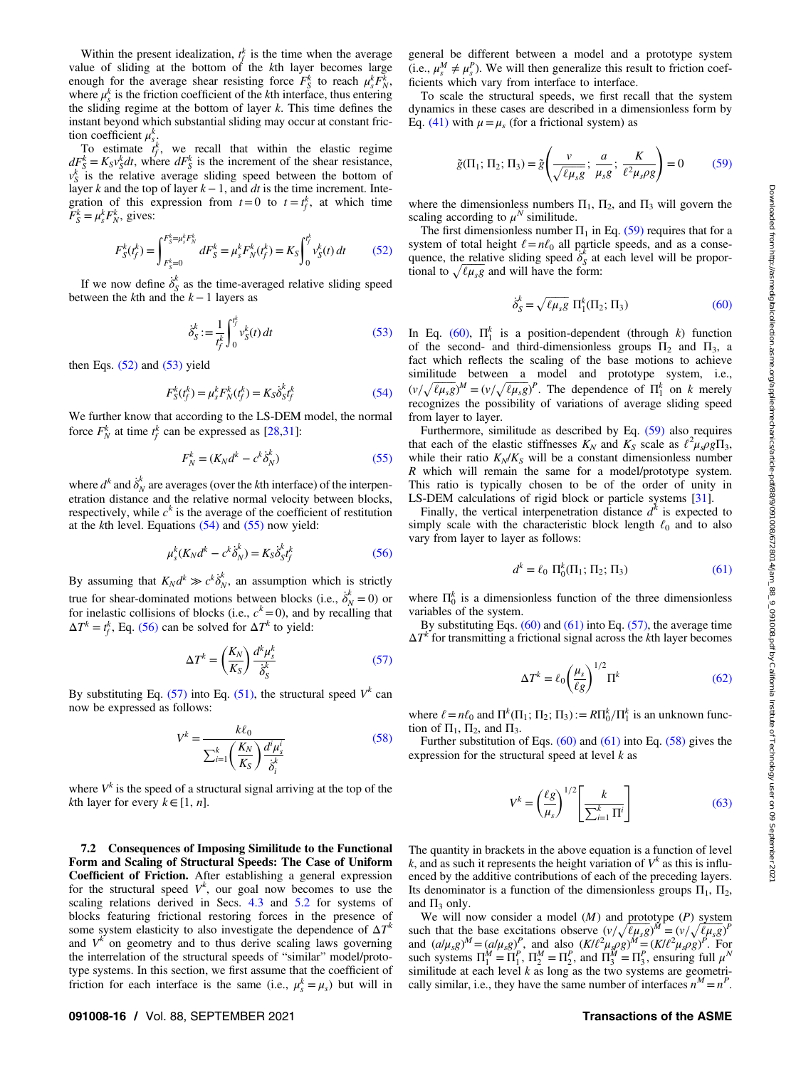Within the present idealization, $t_f^k$ is the time when the average value of sliding at the bottom of the $k$th layer becomes large enough for the average shear resisting force $F_S^k$ to reach $\mu_s^k F_N^k$, where $\mu_s^k$ is the friction coefficient of the $k$th interface, thus entering the sliding regime at the bottom of layer $k$. This time defines the instant beyond which substantial sliding may occur at constant friction coefficient $\mu_s^k$.

To estimate $t_f^k$, we recall that within the elastic regime $dF_S^k = K_S v_S^k dt$, where $dF_S^k$ is the increment of the shear resistance, $v_S^k$ is the relative average sliding speed between the bottom of layer $k$ and the top of layer $k-1$, and $dt$ is the time increment. Integration of this expression from $t=0$ to $t=t_f^k$, at which time $F_S^k = \mu_s^k F_N^k$, gives:

$$F_S^k(t_f^k) = \int_{F_S^k=0}^{F_S^k=\mu_s^k F_N^k} dF_S^k = \mu_s^k F_N^k(t_f^k) = K_S \int_0^{t_f^k} v_S^k(t)\, dt \tag{52}$$

If we now define $\dot{\delta}_S^k$ as the time-averaged relative sliding speed between the $k$th and the $k-1$ layers as

$$\dot{\delta}_S^k := \frac{1}{t_f^k}\int_0^{t_f^k} v_S^k(t)\, dt \tag{53}$$

then Eqs. (52) and (53) yield

$$F_S^k(t_f^k) = \mu_s^k F_N^k(t_f^k) = K_S \dot{\delta}_S^k t_f^k \tag{54}$$

We further know that according to the LS-DEM model, the normal force $F_N^k$ at time $t_f^k$ can be expressed as [28,31]:

$$F_N^k = (K_N d^k - c^k \dot{\delta}_N^k) \tag{55}$$

where $d^k$ and $\dot{\delta}_N^k$ are averages (over the $k$th interface) of the interpenetration distance and the relative normal velocity between blocks, respectively, while $c^k$ is the average of the coefficient of restitution at the $k$th level. Equations (54) and (55) now yield:

$$\mu_s^k (K_N d^k - c^k \dot{\delta}_N^k) = K_S \dot{\delta}_S^k t_f^k \tag{56}$$

By assuming that $K_N d^k \gg c^k \dot{\delta}_N^k$, an assumption which is strictly true for shear-dominated motions between blocks (i.e., $\dot{\delta}_N^k = 0$) or for inelastic collisions of blocks (i.e., $c^k = 0$), and by recalling that $\Delta T^k = t_f^k$, Eq. (56) can be solved for $\Delta T^k$ to yield:

$$\Delta T^k = \left(\frac{K_N}{K_S}\right)\frac{d^k \mu_s^k}{\dot{\delta}_S^k} \tag{57}$$

By substituting Eq. (57) into Eq. (51), the structural speed $V^k$ can now be expressed as follows:

$$V^k = \frac{k\ell_0}{\sum_{i=1}^k \left(\dfrac{K_N}{K_S}\right)\dfrac{d^i \mu_s^i}{\dot{\delta}_i^k}} \tag{58}$$

where $V^k$ is the speed of a structural signal arriving at the top of the $k$th layer for every $k \in [1, n]$.

### 7.2 Consequences of Imposing Similitude to the Functional Form and Scaling of Structural Speeds: The Case of Uniform Coefficient of Friction.

After establishing a general expression for the structural speed $V^k$, our goal now becomes to use the scaling relations derived in Secs. 4.3 and 5.2 for systems of blocks featuring frictional restoring forces in the presence of some system elasticity to also investigate the dependence of $\Delta T^k$ and $V^k$ on geometry and to thus derive scaling laws governing the interrelation of the structural speeds of "similar" model/prototype systems. In this section, we first assume that the coefficient of friction for each interface is the same (i.e., $\mu_s^k = \mu_s$) but will in general be different between a model and a prototype system (i.e., $\mu_s^M \neq \mu_s^P$). We will then generalize this result to friction coefficients which vary from interface to interface.

To scale the structural speeds, we first recall that the system dynamics in these cases are described in a dimensionless form by Eq. (41) with $\mu = \mu_s$ (for a frictional system) as

$$\tilde{g}(\Pi_1; \Pi_2; \Pi_3) = \tilde{g}\left(\frac{v}{\sqrt{\ell \mu_s g}};\ \frac{a}{\mu_s g};\ \frac{K}{\ell^2 \mu_s \rho g}\right) = 0 \tag{59}$$

where the dimensionless numbers $\Pi_1$, $\Pi_2$, and $\Pi_3$ will govern the scaling according to $\mu^N$ similitude.

The first dimensionless number $\Pi_1$ in Eq. (59) requires that for a system of total height $\ell = n\ell_0$ all particle speeds, and as a consequence, the relative sliding speed $\dot{\delta}_S^k$ at each level will be proportional to $\sqrt{\ell \mu_s g}$ and will have the form:

$$\dot{\delta}_S^k = \sqrt{\ell \mu_s g}\ \Pi_1^k(\Pi_2; \Pi_3) \tag{60}$$

In Eq. (60), $\Pi_1^k$ is a position-dependent (through $k$) function of the second- and third-dimensionless groups $\Pi_2$ and $\Pi_3$, a fact which reflects the scaling of the base motions to achieve similitude between a model and prototype system, i.e., $(v/\sqrt{\ell \mu_s g})^M = (v/\sqrt{\ell \mu_s g})^P$. The dependence of $\Pi_1^k$ on $k$ merely recognizes the possibility of variations of average sliding speed from layer to layer.

Furthermore, similitude as described by Eq. (59) also requires that each of the elastic stiffnesses $K_N$ and $K_S$ scale as $\ell^2 \mu_s \rho g \Pi_3$, while their ratio $K_N/K_S$ will be a constant dimensionless number $R$ which will remain the same for a model/prototype system. This ratio is typically chosen to be of the order of unity in LS-DEM calculations of rigid block or particle systems [31].

Finally, the vertical interpenetration distance $d^k$ is expected to simply scale with the characteristic block length $\ell_0$ and to also vary from layer to layer as follows:

$$d^k = \ell_0\ \Pi_0^k(\Pi_1; \Pi_2; \Pi_3) \tag{61}$$

where $\Pi_0^k$ is a dimensionless function of the three dimensionless variables of the system.

By substituting Eqs. (60) and (61) into Eq. (57), the average time $\Delta T^k$ for transmitting a frictional signal across the $k$th layer becomes

$$\Delta T^k = \ell_0 \left(\frac{\mu_s}{\ell g}\right)^{1/2} \Pi^k \tag{62}$$

where $\ell = n\ell_0$ and $\Pi^k(\Pi_1; \Pi_2; \Pi_3) := R\Pi_0^k/\Pi_1^k$ is an unknown function of $\Pi_1$, $\Pi_2$, and $\Pi_3$.

Further substitution of Eqs. (60) and (61) into Eq. (58) gives the expression for the structural speed at level $k$ as

$$V^k = \left(\frac{\ell g}{\mu_s}\right)^{1/2}\left[\frac{k}{\sum_{i=1}^k \Pi^i}\right] \tag{63}$$

The quantity in brackets in the above equation is a function of level $k$, and as such it represents the height variation of $V^k$ as this is influenced by the additive contributions of each of the preceding layers. Its denominator is a function of the dimensionless groups $\Pi_1$, $\Pi_2$, and $\Pi_3$ only.

We will now consider a model ($M$) and prototype ($P$) system such that the base excitations observe $(v/\sqrt{\ell \mu_s g})^M = (v/\sqrt{\ell \mu_s g})^P$ and $(a/\mu_s g)^M = (a/\mu_s g)^P$, and also $(K/\ell^2 \mu_s \rho g)^M = (K/\ell^2 \mu_s \rho g)^P$. For such systems $\Pi_1^M = \Pi_1^P$, $\Pi_2^M = \Pi_2^P$, and $\Pi_3^M = \Pi_3^P$, ensuring full $\mu^N$ similitude at each level $k$ as long as the two systems are geometrically similar, i.e., they have the same number of interfaces $n^M = n^P$.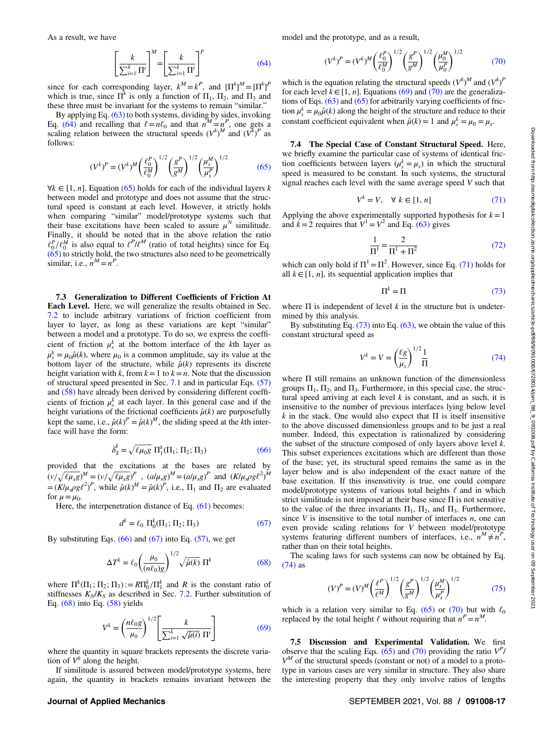As a result, we have

$$\left[\frac{k}{\sum_{i=1}^{k}\Pi^i}\right]^M = \left[\frac{k}{\sum_{i=1}^{k}\Pi^i}\right]^P \tag{64}$$

since for each corresponding layer, $k^M = k^P$, and $[\Pi^k]^M = [\Pi^k]^P$ which is true, since $\Pi^k$ is only a function of $\Pi_1$, $\Pi_2$, and $\Pi_3$ and these three must be invariant for the systems to remain "similar."

By applying Eq. (63) to both systems, dividing by sides, invoking Eq. (64) and recalling that $\ell = n\ell_0$ and that $n^M = n^P$, one gets a scaling relation between the structural speeds $(V^k)^M$ and $(V^k)^P$ as follows:

$$(V^k)^P = (V^k)^M \left(\frac{\ell_0^P}{\ell_0^M}\right)^{1/2} \left(\frac{g^P}{g^M}\right)^{1/2} \left(\frac{\mu_s^M}{\mu_s^P}\right)^{1/2} \tag{65}$$

$\forall k \in [1, n]$. Equation (65) holds for each of the individual layers $k$ between model and prototype and does not assume that the structural speed is constant at each level. However, it strictly holds when comparing "similar" model/prototype systems such that their base excitations have been scaled to assure $\mu^N$ similitude. Finally, it should be noted that in the above relation the ratio $\ell_0^P/\ell_0^M$ is also equal to $\ell^P/\ell^M$ (ratio of total heights) since for Eq. (65) to strictly hold, the two structures also need to be geometrically similar, i.e., $n^M = n^P$.

### 7.3 Generalization to Different Coefficients of Friction At Each Level.

Here, we will generalize the results obtained in Sec. 7.2 to include arbitrary variations of friction coefficient from layer to layer, as long as these variations are kept "similar" between a model and a prototype. To do so, we express the coefficient of friction $\mu_s^k$ at the bottom interface of the $k$th layer as $\mu_s^k = \mu_0\hat{\mu}(k)$, where $\mu_0$ is a common amplitude, say its value at the bottom layer of the structure, while $\hat{\mu}(k)$ represents its discrete height variation with $k$, from $k = 1$ to $k = n$. Note that the discussion of structural speed presented in Sec. 7.1 and in particular Eqs. (57) and (58) have already been derived by considering different coefficients of friction $\mu_s^k$ at each layer. In this general case and if the height variations of the frictional coefficients $\hat{\mu}(k)$ are purposefully kept the same, i.e., $\hat{\mu}(k)^P = \hat{\mu}(k)^M$, the sliding speed at the $k$th interface will have the form:

$$\dot{\delta}_S^k = \sqrt{\ell\mu_0 g}\ \Pi_1^k(\Pi_1; \Pi_2; \Pi_3) \tag{66}$$

provided that the excitations at the bases are related by $(v/\sqrt{\ell\mu_s g})^M = (v/\sqrt{\ell\mu_s g})^P$, $(a/\mu_s g)^M = (a/\mu_s g)^P$ and $(K/\mu_s\rho g\ell^2)^M = (K/\mu_s\rho g\ell^2)^P$, while $\hat{\mu}(k)^M = \hat{\mu}(k)^P$, i.e., $\Pi_1$ and $\Pi_2$ are evaluated for $\mu = \mu_0$.

Here, the interpenetration distance of Eq. (61) becomes:

$$d^k = \ell_0\ \Pi_0^k(\Pi_1; \Pi_2; \Pi_3) \tag{67}$$

By substituting Eqs. (66) and (67) into Eq. (57), we get

$$\Delta T^k = \ell_0\left(\frac{\mu_0}{(n\ell_0)g}\right)^{1/2}\sqrt{\hat{\mu}(k)}\ \Pi^k \tag{68}$$

where $\Pi^k(\Pi_1; \Pi_2; \Pi_3) := R\Pi_0^k/\Pi_1^k$ and $R$ is the constant ratio of stiffnesses $K_N/K_S$ as described in Sec. 7.2. Further substitution of Eq. (68) into Eq. (58) yields

$$V^k = \left(\frac{n\ell_0 g}{\mu_0}\right)^{1/2}\left[\frac{k}{\sum_{i=1}^{k}\sqrt{\hat{\mu}(i)}\ \Pi^i}\right] \tag{69}$$

where the quantity in square brackets represents the discrete variation of $V^k$ along the height.

If similitude is assured between model/prototype systems, here again, the quantity in brackets remains invariant between the model and the prototype, and as a result,

$$(V^k)^P = (V^k)^M \left(\frac{\ell_0^P}{\ell_0^M}\right)^{1/2} \left(\frac{g^P}{g^M}\right)^{1/2} \left(\frac{\mu_0^M}{\mu_0^P}\right)^{1/2} \tag{70}$$

which is the equation relating the structural speeds $(V^k)^M$ and $(V^k)^P$ for each level $k \in [1, n]$. Equations (69) and (70) are the generalizations of Eqs. (63) and (65) for arbitrarily varying coefficients of friction $\mu_s^k = \mu_0\hat{\mu}(k)$ along the height of the structure and reduce to their constant coefficient equivalent when $\hat{\mu}(k) = 1$ and $\mu_s^k = \mu_0 = \mu_s$.

### 7.4 The Special Case of Constant Structural Speed.

Here, we briefly examine the particular case of systems of identical friction coefficients between layers ($\mu_s^k = \mu_s$) in which the structural speed is measured to be constant. In such systems, the structural signal reaches each level with the same average speed $V$ such that

$$V^k = V, \quad \forall\ k \in [1, n] \tag{71}$$

Applying the above experimentally supported hypothesis for $k = 1$ and $k = 2$ requires that $V^1 = V^2$ and Eq. (63) gives

$$\frac{1}{\Pi^1} = \frac{2}{\Pi^1 + \Pi^2} \tag{72}$$

which can only hold if $\Pi^1 = \Pi^2$. However, since Eq. (71) holds for all $k \in [1, n]$, its sequential application implies that

$$\Pi^k = \Pi \tag{73}$$

where $\Pi$ is independent of level $k$ in the structure but is undetermined by this analysis.

By substituting Eq. (73) into Eq. (63), we obtain the value of this constant structural speed as

$$V^k = V = \left(\frac{\ell g}{\mu_s}\right)^{1/2}\frac{1}{\Pi} \tag{74}$$

where $\Pi$ still remains an unknown function of the dimensionless groups $\Pi_1$, $\Pi_2$, and $\Pi_3$. Furthermore, in this special case, the structural speed arriving at each level $k$ is constant, and as such, it is insensitive to the number of previous interfaces lying below level $k$ in the stack. One would also expect that $\Pi$ is itself insensitive to the above discussed dimensionless groups and to be just a real number. Indeed, this expectation is rationalized by considering the subset of the structure composed of only layers above level $k$. This subset experiences excitations which are different than those of the base; yet, its structural speed remains the same as in the layer below and is also independent of the exact nature of the base excitation. If this insensitivity is true, one could compare model/prototype systems of various total heights $\ell$ and in which strict similitude is not imposed at their base since $\Pi$ is not sensitive to the value of the three invariants $\Pi_1$, $\Pi_2$, and $\Pi_3$. Furthermore, since $V$ is insensitive to the total number of interfaces $n$, one can even provide scaling relations for $V$ between model/prototype systems featuring different numbers of interfaces, i.e., $n^M \neq n^P$, rather than on their total heights.

The scaling laws for such systems can now be obtained by Eq. (74) as

$$(V)^P = (V)^M \left(\frac{\ell^P}{\ell^M}\right)^{1/2} \left(\frac{g^P}{g^M}\right)^{1/2} \left(\frac{\mu_s^M}{\mu_s^P}\right)^{1/2} \tag{75}$$

which is a relation very similar to Eq. (65) or (70) but with $\ell_0$ replaced by the total height $\ell$ without requiring that $n^P = n^M$.

### 7.5 Discussion and Experimental Validation.

We first observe that the scaling Eqs. (65) and (70) providing the ratio $V^P/V^M$ of the structural speeds (constant or not) of a model to a prototype in various cases are very similar in structure. They also share the interesting property that they only involve ratios of lengths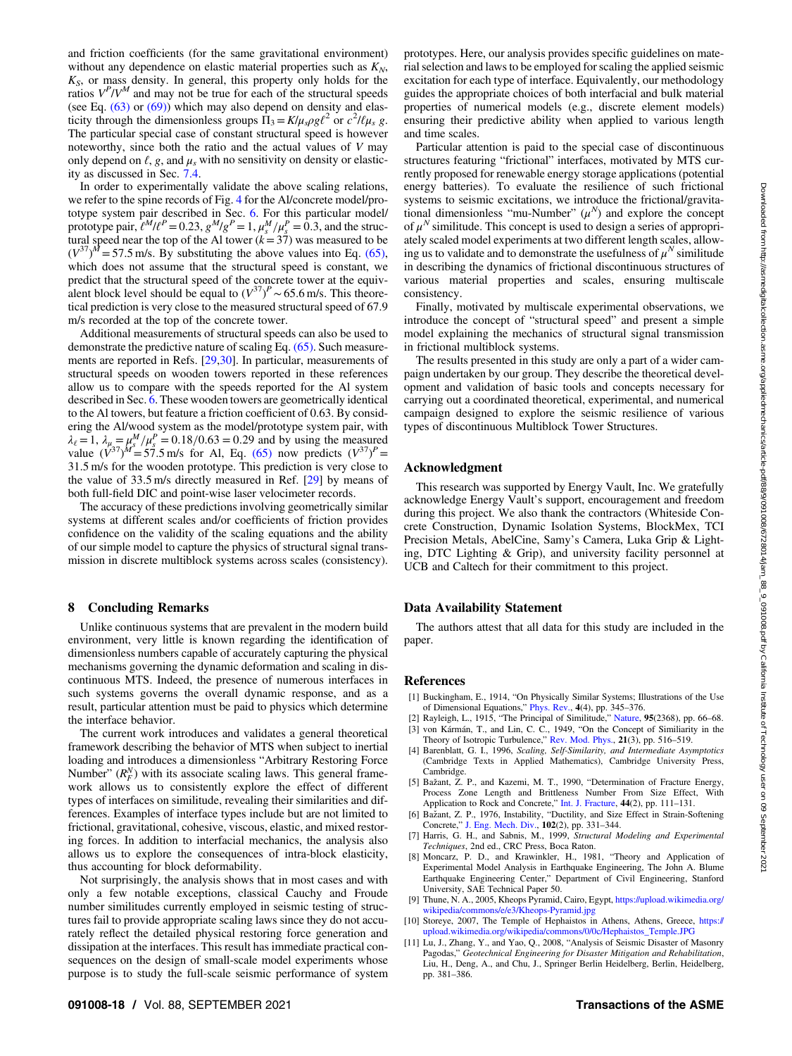and friction coefficients (for the same gravitational environment) without any dependence on elastic material properties such as $K_N$, $K_S$, or mass density. In general, this property only holds for the ratios $V^P/V^M$ and may not be true for each of the structural speeds (see Eq. (63) or (69)) which may also depend on density and elasticity through the dimensionless groups $\Pi_3 = K/\mu_s \rho g \ell^2$ or $c^2/\ell \mu_s g$. The particular special case of constant structural speed is however noteworthy, since both the ratio and the actual values of $V$ may only depend on $\ell$, $g$, and $\mu_s$ with no sensitivity on density or elasticity as discussed in Sec. 7.4.

In order to experimentally validate the above scaling relations, we refer to the spine records of Fig. 4 for the Al/concrete model/prototype system pair described in Sec. 6. For this particular model/prototype pair, $\ell^M/\ell^P = 0.23$, $g^M/g^P = 1$, $\mu_s^M/\mu_s^P = 0.3$, and the structural speed near the top of the Al tower ($k = 37$) was measured to be $(V^{37})^M = 57.5$ m/s. By substituting the above values into Eq. (65), which does not assume that the structural speed is constant, we predict that the structural speed of the concrete tower at the equivalent block level should be equal to $(V^{37})^P \sim 65.6$ m/s. This theoretical prediction is very close to the measured structural speed of 67.9 m/s recorded at the top of the concrete tower.

Additional measurements of structural speeds can also be used to demonstrate the predictive nature of scaling Eq. (65). Such measurements are reported in Refs. [29,30]. In particular, measurements of structural speeds on wooden towers reported in these references allow us to compare with the speeds reported for the Al system described in Sec. 6. These wooden towers are geometrically identical to the Al towers, but feature a friction coefficient of 0.63. By considering the Al/wood system as the model/prototype system pair, with $\lambda_\ell = 1$, $\lambda_\mu = \mu_s^M/\mu_s^P = 0.18/0.63 = 0.29$ and by using the measured value $(V^{37})^M = 57.5$ m/s for Al, Eq. (65) now predicts $(V^{37})^P = 31.5$ m/s for the wooden prototype. This prediction is very close to the value of 33.5 m/s directly measured in Ref. [29] by means of both full-field DIC and point-wise laser velocimeter records.

The accuracy of these predictions involving geometrically similar systems at different scales and/or coefficients of friction provides confidence on the validity of the scaling equations and the ability of our simple model to capture the physics of structural signal transmission in discrete multiblock systems across scales (consistency).

## 8 Concluding Remarks

Unlike continuous systems that are prevalent in the modern build environment, very little is known regarding the identification of dimensionless numbers capable of accurately capturing the physical mechanisms governing the dynamic deformation and scaling in discontinuous MTS. Indeed, the presence of numerous interfaces in such systems governs the overall dynamic response, and as a result, particular attention must be paid to physics which determine the interface behavior.

The current work introduces and validates a general theoretical framework describing the behavior of MTS when subject to inertial loading and introduces a dimensionless "Arbitrary Restoring Force Number" ($R_F^N$) with its associate scaling laws. This general framework allows us to consistently explore the effect of different types of interfaces on similitude, revealing their similarities and differences. Examples of interface types include but are not limited to frictional, gravitational, cohesive, viscous, elastic, and mixed restoring forces. In addition to interfacial mechanics, the analysis also allows us to explore the consequences of intra-block elasticity, thus accounting for block deformability.

Not surprisingly, the analysis shows that in most cases and with only a few notable exceptions, classical Cauchy and Froude number similitudes currently employed in seismic testing of structures fail to provide appropriate scaling laws since they do not accurately reflect the detailed physical restoring force generation and dissipation at the interfaces. This result has immediate practical consequences on the design of small-scale model experiments whose purpose is to study the full-scale seismic performance of system prototypes. Here, our analysis provides specific guidelines on material selection and laws to be employed for scaling the applied seismic excitation for each type of interface. Equivalently, our methodology guides the appropriate choices of both interfacial and bulk material properties of numerical models (e.g., discrete element models) ensuring their predictive ability when applied to various length and time scales.

Particular attention is paid to the special case of discontinuous structures featuring "frictional" interfaces, motivated by MTS currently proposed for renewable energy storage applications (potential energy batteries). To evaluate the resilience of such frictional systems to seismic excitations, we introduce the frictional/gravitational dimensionless "mu-Number" ($\mu^N$) and explore the concept of $\mu^N$ similitude. This concept is used to design a series of appropriately scaled model experiments at two different length scales, allowing us to validate and to demonstrate the usefulness of $\mu^N$ similitude in describing the dynamics of frictional discontinuous structures of various material properties and scales, ensuring multiscale consistency.

Finally, motivated by multiscale experimental observations, we introduce the concept of "structural speed" and present a simple model explaining the mechanics of structural signal transmission in frictional multiblock systems.

The results presented in this study are only a part of a wider campaign undertaken by our group. They describe the theoretical development and validation of basic tools and concepts necessary for carrying out a coordinated theoretical, experimental, and numerical campaign designed to explore the seismic resilience of various types of discontinuous Multiblock Tower Structures.

## Acknowledgment

This research was supported by Energy Vault, Inc. We gratefully acknowledge Energy Vault's support, encouragement and freedom during this project. We also thank the contractors (Whiteside Concrete Construction, Dynamic Isolation Systems, BlockMex, TCI Precision Metals, AbelCine, Samy's Camera, Luka Grip & Lighting, DTC Lighting & Grip), and university facility personnel at UCB and Caltech for their commitment to this project.

## Data Availability Statement

The authors attest that all data for this study are included in the paper.

## References

[1] Buckingham, E., 1914, "On Physically Similar Systems; Illustrations of the Use of Dimensional Equations," Phys. Rev., **4**(4), pp. 345–376.

[2] Rayleigh, L., 1915, "The Principal of Similitude," Nature, **95**(2368), pp. 66–68.

[3] von Kármán, T., and Lin, C. C., 1949, "On the Concept of Similiarity in the Theory of Isotropic Turbulence," Rev. Mod. Phys., **21**(3), pp. 516–519.

[4] Barenblatt, G. I., 1996, *Scaling, Self-Similarity, and Intermediate Asymptotics* (Cambridge Texts in Applied Mathematics), Cambridge University Press, Cambridge.

[5] Bažant, Z. P., and Kazemi, M. T., 1990, "Determination of Fracture Energy, Process Zone Length and Brittleness Number From Size Effect, With Application to Rock and Concrete," Int. J. Fracture, **44**(2), pp. 111–131.

[6] Bažant, Z. P., 1976, Instability, "Ductility, and Size Effect in Strain-Softening Concrete," J. Eng. Mech. Div., **102**(2), pp. 331–344.

[7] Harris, G. H., and Sabnis, M., 1999, *Structural Modeling and Experimental Techniques*, 2nd ed., CRC Press, Boca Raton.

[8] Moncarz, P. D., and Krawinkler, H., 1981, "Theory and Application of Experimental Model Analysis in Earthquake Engineering, The John A. Blume Earthquake Engineering Center," Department of Civil Engineering, Stanford University, SAE Technical Paper 50.

[9] Thune, N. A., 2005, Kheops Pyramid, Cairo, Egypt, https://upload.wikimedia.org/wikipedia/commons/e/e3/Kheops-Pyramid.jpg

[10] Storeye, 2007, The Temple of Hephaistos in Athens, Athens, Greece, https://upload.wikimedia.org/wikipedia/commons/0/0c/Hephaistos_Temple.JPG

[11] Lu, J., Zhang, Y., and Yao, Q., 2008, "Analysis of Seismic Disaster of Masonry Pagodas," *Geotechnical Engineering for Disaster Mitigation and Rehabilitation*, Liu, H., Deng, A., and Chu, J., Springer Berlin Heidelberg, Berlin, Heidelberg, pp. 381–386.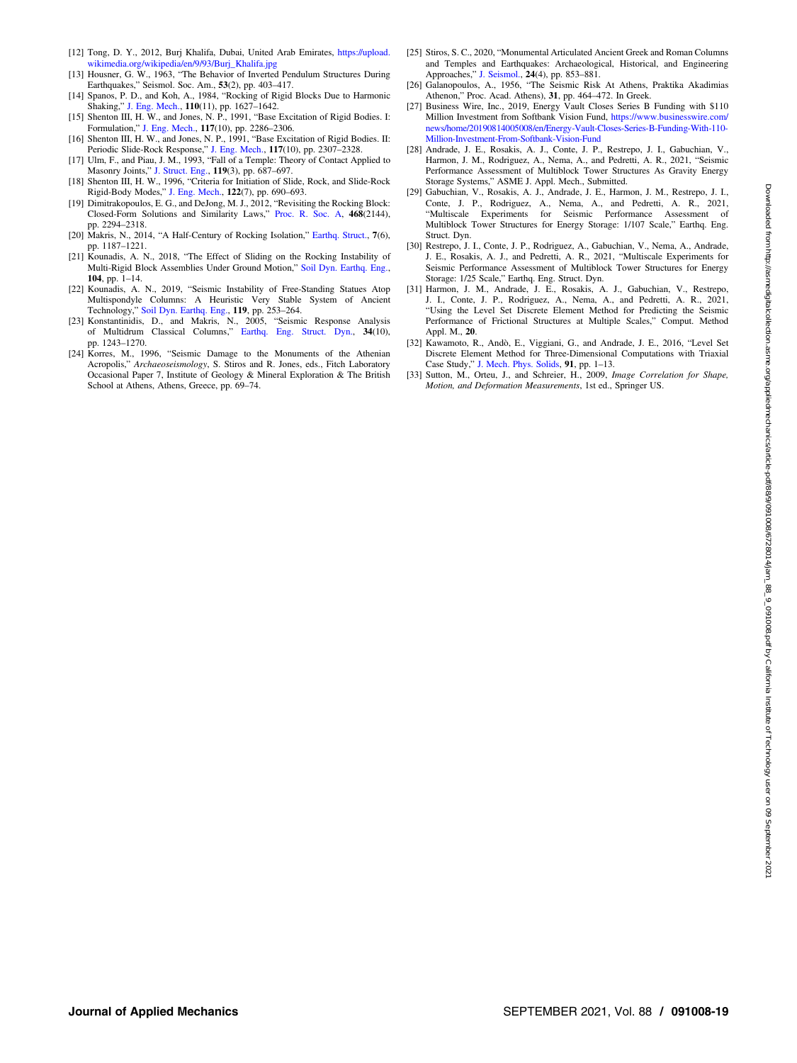[12] Tong, D. Y., 2012, Burj Khalifa, Dubai, United Arab Emirates, https://upload.wikimedia.org/wikipedia/en/9/93/Burj_Khalifa.jpg

[13] Housner, G. W., 1963, "The Behavior of Inverted Pendulum Structures During Earthquakes," Seismol. Soc. Am., **53**(2), pp. 403–417.

[14] Spanos, P. D., and Koh, A., 1984, "Rocking of Rigid Blocks Due to Harmonic Shaking," J. Eng. Mech., **110**(11), pp. 1627–1642.

[15] Shenton III, H. W., and Jones, N. P., 1991, "Base Excitation of Rigid Bodies. I: Formulation," J. Eng. Mech., **117**(10), pp. 2286–2306.

[16] Shenton III, H. W., and Jones, N. P., 1991, "Base Excitation of Rigid Bodies. II: Periodic Slide-Rock Response," J. Eng. Mech., **117**(10), pp. 2307–2328.

[17] Ulm, F., and Piau, J. M., 1993, "Fall of a Temple: Theory of Contact Applied to Masonry Joints," J. Struct. Eng., **119**(3), pp. 687–697.

[18] Shenton III, H. W., 1996, "Criteria for Initiation of Slide, Rock, and Slide-Rock Rigid-Body Modes," J. Eng. Mech., **122**(7), pp. 690–693.

[19] Dimitrakopoulos, E. G., and DeJong, M. J., 2012, "Revisiting the Rocking Block: Closed-Form Solutions and Similarity Laws," Proc. R. Soc. A, **468**(2144), pp. 2294–2318.

[20] Makris, N., 2014, "A Half-Century of Rocking Isolation," Earthq. Struct., **7**(6), pp. 1187–1221.

[21] Kounadis, A. N., 2018, "The Effect of Sliding on the Rocking Instability of Multi-Rigid Block Assemblies Under Ground Motion," Soil Dyn. Earthq. Eng., **104**, pp. 1–14.

[22] Kounadis, A. N., 2019, "Seismic Instability of Free-Standing Statues Atop Multispondyle Columns: A Heuristic Very Stable System of Ancient Technology," Soil Dyn. Earthq. Eng., **119**, pp. 253–264.

[23] Konstantinidis, D., and Makris, N., 2005, "Seismic Response Analysis of Multidrum Classical Columns," Earthq. Eng. Struct. Dyn., **34**(10), pp. 1243–1270.

[24] Korres, M., 1996, "Seismic Damage to the Monuments of the Athenian Acropolis," *Archaeoseismology*, S. Stiros and R. Jones, eds., Fitch Laboratory Occasional Paper 7, Institute of Geology & Mineral Exploration & The British School at Athens, Athens, Greece, pp. 69–74.

[25] Stiros, S. C., 2020, "Monumental Articulated Ancient Greek and Roman Columns and Temples and Earthquakes: Archaeological, Historical, and Engineering Approaches," J. Seismol., **24**(4), pp. 853–881.

[26] Galanopoulos, A., 1956, "The Seismic Risk At Athens, Praktika Akadimias Athenon," Proc. Acad. Athens), **31**, pp. 464–472. In Greek.

[27] Business Wire, Inc., 2019, Energy Vault Closes Series B Funding with $110 Million Investment from Softbank Vision Fund, https://www.businesswire.com/news/home/20190814005008/en/Energy-Vault-Closes-Series-B-Funding-With-110-Million-Investment-From-Softbank-Vision-Fund

[28] Andrade, J. E., Rosakis, A. J., Conte, J. P., Restrepo, J. I., Gabuchian, V., Harmon, J. M., Rodriguez, A., Nema, A., and Pedretti, A. R., 2021, "Seismic Performance Assessment of Multiblock Tower Structures As Gravity Energy Storage Systems," ASME J. Appl. Mech., Submitted.

[29] Gabuchian, V., Rosakis, A. J., Andrade, J. E., Harmon, J. M., Restrepo, J. I., Conte, J. P., Rodriguez, A., Nema, A., and Pedretti, A. R., 2021, "Multiscale Experiments for Seismic Performance Assessment of Multiblock Tower Structures for Energy Storage: 1/107 Scale," Earthq. Eng. Struct. Dyn.

[30] Restrepo, J. I., Conte, J. P., Rodriguez, A., Gabuchian, V., Nema, A., Andrade, J. E., Rosakis, A. J., and Pedretti, A. R., 2021, "Multiscale Experiments for Seismic Performance Assessment of Multiblock Tower Structures for Energy Storage: 1/25 Scale," Earthq. Eng. Struct. Dyn.

[31] Harmon, J. M., Andrade, J. E., Rosakis, A. J., Gabuchian, V., Restrepo, J. I., Conte, J. P., Rodriguez, A., Nema, A., and Pedretti, A. R., 2021, "Using the Level Set Discrete Element Method for Predicting the Seismic Performance of Frictional Structures at Multiple Scales," Comput. Method Appl. M., **20**.

[32] Kawamoto, R., Andò, E., Viggiani, G., and Andrade, J. E., 2016, "Level Set Discrete Element Method for Three-Dimensional Computations with Triaxial Case Study," J. Mech. Phys. Solids, **91**, pp. 1–13.

[33] Sutton, M., Orteu, J., and Schreier, H., 2009, *Image Correlation for Shape, Motion, and Deformation Measurements*, 1st ed., Springer US.